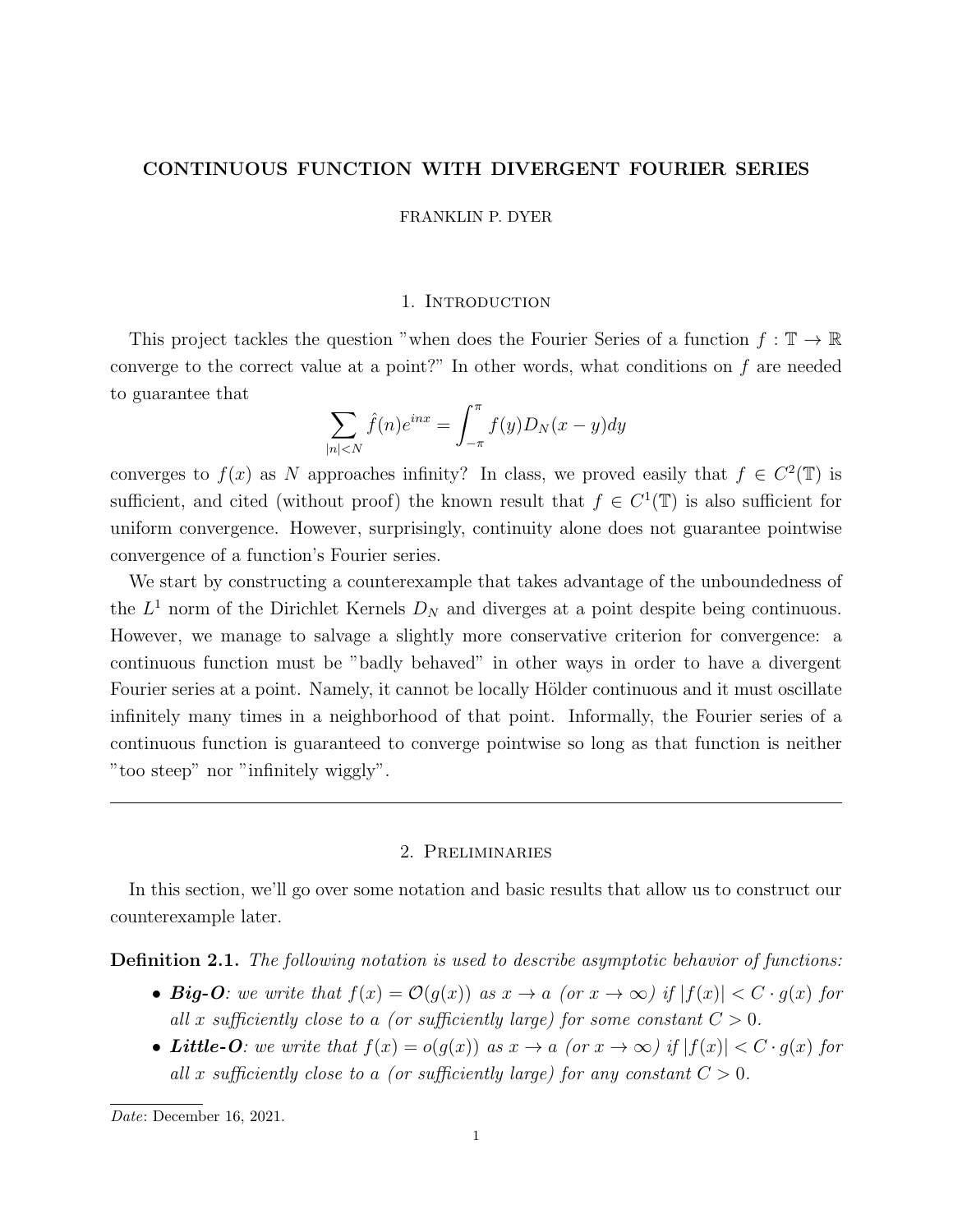# CONTINUOUS FUNCTION WITH DIVERGENT FOURIER SERIES

FRANKLIN P. DYER

## 1. Introduction

This project tackles the question "when does the Fourier Series of a function $f : \mathbb{T} \to \mathbb{R}$ converge to the correct value at a point?" In other words, what conditions on $f$ are needed to guarantee that

$$\sum_{|n|<N} \hat{f}(n)e^{inx} = \int_{-\pi}^{\pi} f(y)D_N(x-y)dy$$

converges to $f(x)$ as $N$ approaches infinity? In class, we proved easily that $f \in C^2(\mathbb{T})$ is sufficient, and cited (without proof) the known result that $f \in C^1(\mathbb{T})$ is also sufficient for uniform convergence. However, surprisingly, continuity alone does not guarantee pointwise convergence of a function's Fourier series.

We start by constructing a counterexample that takes advantage of the unboundedness of the $L^1$ norm of the Dirichlet Kernels $D_N$ and diverges at a point despite being continuous. However, we manage to salvage a slightly more conservative criterion for convergence: a continuous function must be "badly behaved" in other ways in order to have a divergent Fourier series at a point. Namely, it cannot be locally Hölder continuous and it must oscillate infinitely many times in a neighborhood of that point. Informally, the Fourier series of a continuous function is guaranteed to converge pointwise so long as that function is neither "too steep" nor "infinitely wiggly".

---

## 2. Preliminaries

In this section, we'll go over some notation and basic results that allow us to construct our counterexample later.

**Definition 2.1.** *The following notation is used to describe asymptotic behavior of functions:*

- ***Big-O**: we write that $f(x) = \mathcal{O}(g(x))$ as $x \to a$ (or $x \to \infty$) if $|f(x)| < C \cdot g(x)$ for all $x$ sufficiently close to $a$ (or sufficiently large) for some constant $C > 0$.*
- ***Little-O**: we write that $f(x) = o(g(x))$ as $x \to a$ (or $x \to \infty$) if $|f(x)| < C \cdot g(x)$ for all $x$ sufficiently close to $a$ (or sufficiently large) for any constant $C > 0$.*

*Date*: December 16, 2021.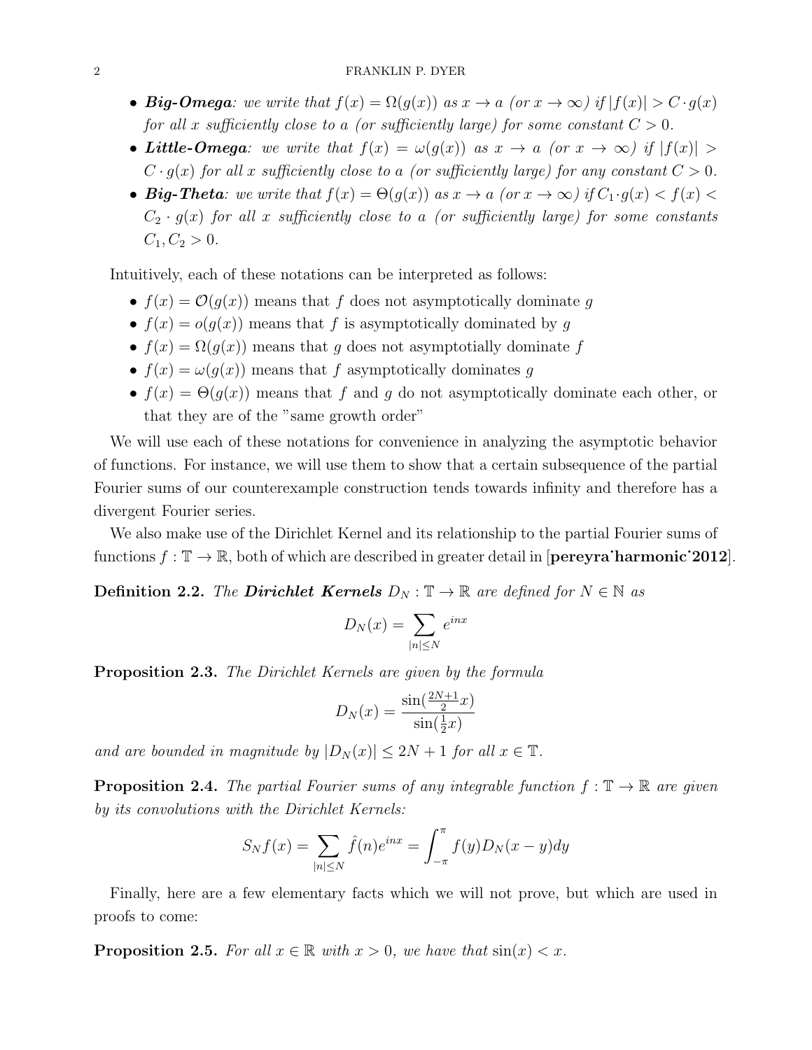- ***Big-Omega**: we write that $f(x) = \Omega(g(x))$ as $x \to a$ (or $x \to \infty$) if $|f(x)| > C \cdot g(x)$ for all $x$ sufficiently close to $a$ (or sufficiently large) for some constant $C > 0$.*
- ***Little-Omega**: we write that $f(x) = \omega(g(x))$ as $x \to a$ (or $x \to \infty$) if $|f(x)| > C \cdot g(x)$ for all $x$ sufficiently close to $a$ (or sufficiently large) for any constant $C > 0$.*
- ***Big-Theta**: we write that $f(x) = \Theta(g(x))$ as $x \to a$ (or $x \to \infty$) if $C_1 \cdot g(x) < f(x) < C_2 \cdot g(x)$ for all $x$ sufficiently close to $a$ (or sufficiently large) for some constants $C_1, C_2 > 0$.*

Intuitively, each of these notations can be interpreted as follows:

- $f(x) = \mathcal{O}(g(x))$ means that $f$ does not asymptotically dominate $g$
- $f(x) = o(g(x))$ means that $f$ is asymptotically dominated by $g$
- $f(x) = \Omega(g(x))$ means that $g$ does not asymptotially dominate $f$
- $f(x) = \omega(g(x))$ means that $f$ asymptotically dominates $g$
- $f(x) = \Theta(g(x))$ means that $f$ and $g$ do not asymptotically dominate each other, or that they are of the "same growth order"

We will use each of these notations for convenience in analyzing the asymptotic behavior of functions. For instance, we will use them to show that a certain subsequence of the partial Fourier sums of our counterexample construction tends towards infinity and therefore has a divergent Fourier series.

We also make use of the Dirichlet Kernel and its relationship to the partial Fourier sums of functions $f : \mathbb{T} \to \mathbb{R}$, both of which are described in greater detail in [**pereyra˙harmonic˙2012**].

**Definition 2.2.** *The **Dirichlet Kernels** $D_N : \mathbb{T} \to \mathbb{R}$ are defined for $N \in \mathbb{N}$ as*

$$D_N(x) = \sum_{|n| \leq N} e^{inx}$$

**Proposition 2.3.** *The Dirichlet Kernels are given by the formula*

$$D_N(x) = \frac{\sin(\frac{2N+1}{2}x)}{\sin(\frac{1}{2}x)}$$

*and are bounded in magnitude by $|D_N(x)| \leq 2N + 1$ for all $x \in \mathbb{T}$.*

**Proposition 2.4.** *The partial Fourier sums of any integrable function $f : \mathbb{T} \to \mathbb{R}$ are given by its convolutions with the Dirichlet Kernels:*

$$S_N f(x) = \sum_{|n| \leq N} \hat{f}(n) e^{inx} = \int_{-\pi}^{\pi} f(y) D_N(x - y) dy$$

Finally, here are a few elementary facts which we will not prove, but which are used in proofs to come:

**Proposition 2.5.** *For all $x \in \mathbb{R}$ with $x > 0$, we have that $\sin(x) < x$.*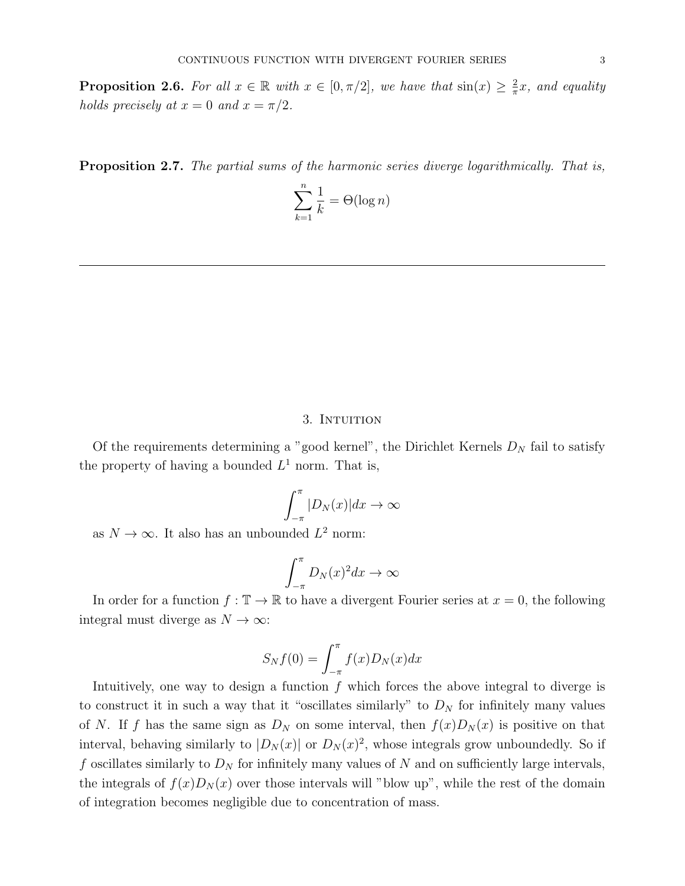**Proposition 2.6.** *For all $x \in \mathbb{R}$ with $x \in [0, \pi/2]$, we have that $\sin(x) \geq \frac{2}{\pi}x$, and equality holds precisely at $x = 0$ and $x = \pi/2$.*

**Proposition 2.7.** *The partial sums of the harmonic series diverge logarithmically. That is,*

$$\sum_{k=1}^{n} \frac{1}{k} = \Theta(\log n)$$

---

## 3. Intuition

Of the requirements determining a "good kernel", the Dirichlet Kernels $D_N$ fail to satisfy the property of having a bounded $L^1$ norm. That is,

$$\int_{-\pi}^{\pi} |D_N(x)| dx \to \infty$$

as $N \to \infty$. It also has an unbounded $L^2$ norm:

$$\int_{-\pi}^{\pi} D_N(x)^2 dx \to \infty$$

In order for a function $f : \mathbb{T} \to \mathbb{R}$ to have a divergent Fourier series at $x = 0$, the following integral must diverge as $N \to \infty$:

$$S_N f(0) = \int_{-\pi}^{\pi} f(x) D_N(x) dx$$

Intuitively, one way to design a function $f$ which forces the above integral to diverge is to construct it in such a way that it "oscillates similarly" to $D_N$ for infinitely many values of $N$. If $f$ has the same sign as $D_N$ on some interval, then $f(x)D_N(x)$ is positive on that interval, behaving similarly to $|D_N(x)|$ or $D_N(x)^2$, whose integrals grow unboundedly. So if $f$ oscillates similarly to $D_N$ for infinitely many values of $N$ and on sufficiently large intervals, the integrals of $f(x)D_N(x)$ over those intervals will "blow up", while the rest of the domain of integration becomes negligible due to concentration of mass.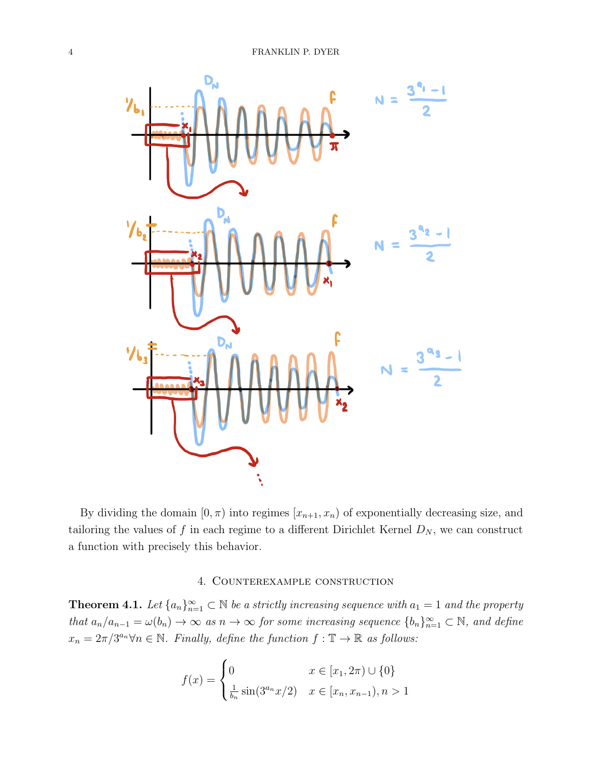By dividing the domain $[0, \pi)$ into regimes $[x_{n+1}, x_n)$ of exponentially decreasing size, and tailoring the values of $f$ in each regime to a different Dirichlet Kernel $D_N$, we can construct a function with precisely this behavior.

## 4. Counterexample construction

**Theorem 4.1.** *Let $\{a_n\}_{n=1}^{\infty} \subset \mathbb{N}$ be a strictly increasing sequence with $a_1 = 1$ and the property that $a_n/a_{n-1} = \omega(b_n) \to \infty$ as $n \to \infty$ for some increasing sequence $\{b_n\}_{n=1}^{\infty} \subset \mathbb{N}$, and define $x_n = 2\pi/3^{a_n} \forall n \in \mathbb{N}$. Finally, define the function $f : \mathbb{T} \to \mathbb{R}$ as follows:*

$$f(x) = \begin{cases} 0 & x \in [x_1, 2\pi) \cup \{0\} \\ \frac{1}{b_n} \sin(3^{a_n} x/2) & x \in [x_n, x_{n-1}), n > 1 \end{cases}$$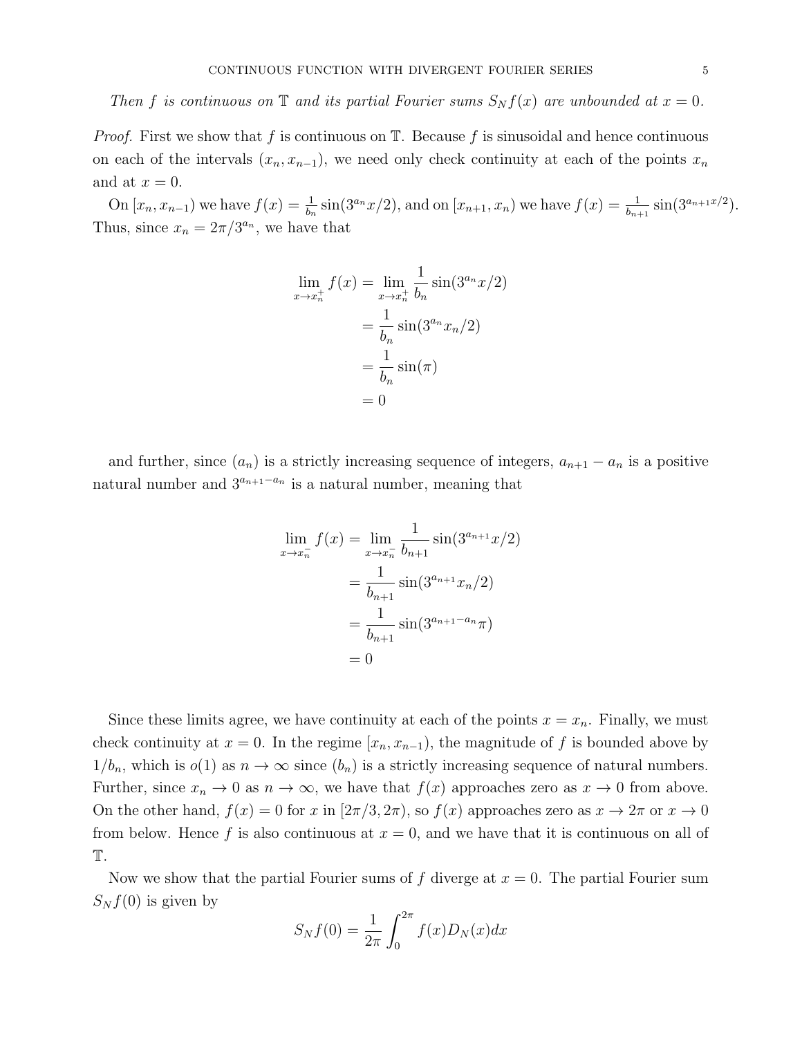*Then $f$ is continuous on $\mathbb{T}$ and its partial Fourier sums $S_N f(x)$ are unbounded at $x = 0$.*

*Proof.* First we show that $f$ is continuous on $\mathbb{T}$. Because $f$ is sinusoidal and hence continuous on each of the intervals $(x_n, x_{n-1})$, we need only check continuity at each of the points $x_n$ and at $x = 0$.

On $[x_n, x_{n-1})$ we have $f(x) = \frac{1}{b_n}\sin(3^{a_n}x/2)$, and on $[x_{n+1}, x_n)$ we have $f(x) = \frac{1}{b_{n+1}}\sin(3^{a_{n+1}x/2})$. Thus, since $x_n = 2\pi/3^{a_n}$, we have that

$$
\begin{aligned}
\lim_{x \to x_n^+} f(x) &= \lim_{x \to x_n^+} \frac{1}{b_n}\sin(3^{a_n}x/2) \\
&= \frac{1}{b_n}\sin(3^{a_n}x_n/2) \\
&= \frac{1}{b_n}\sin(\pi) \\
&= 0
\end{aligned}
$$

and further, since $(a_n)$ is a strictly increasing sequence of integers, $a_{n+1} - a_n$ is a positive natural number and $3^{a_{n+1}-a_n}$ is a natural number, meaning that

$$
\begin{aligned}
\lim_{x \to x_n^-} f(x) &= \lim_{x \to x_n^-} \frac{1}{b_{n+1}}\sin(3^{a_{n+1}}x/2) \\
&= \frac{1}{b_{n+1}}\sin(3^{a_{n+1}}x_n/2) \\
&= \frac{1}{b_{n+1}}\sin(3^{a_{n+1}-a_n}\pi) \\
&= 0
\end{aligned}
$$

Since these limits agree, we have continuity at each of the points $x = x_n$. Finally, we must check continuity at $x = 0$. In the regime $[x_n, x_{n-1})$, the magnitude of $f$ is bounded above by $1/b_n$, which is $o(1)$ as $n \to \infty$ since $(b_n)$ is a strictly increasing sequence of natural numbers. Further, since $x_n \to 0$ as $n \to \infty$, we have that $f(x)$ approaches zero as $x \to 0$ from above. On the other hand, $f(x) = 0$ for $x$ in $[2\pi/3, 2\pi)$, so $f(x)$ approaches zero as $x \to 2\pi$ or $x \to 0$ from below. Hence $f$ is also continuous at $x = 0$, and we have that it is continuous on all of $\mathbb{T}$.

Now we show that the partial Fourier sums of $f$ diverge at $x = 0$. The partial Fourier sum $S_N f(0)$ is given by

$$
S_N f(0) = \frac{1}{2\pi}\int_0^{2\pi} f(x) D_N(x) dx
$$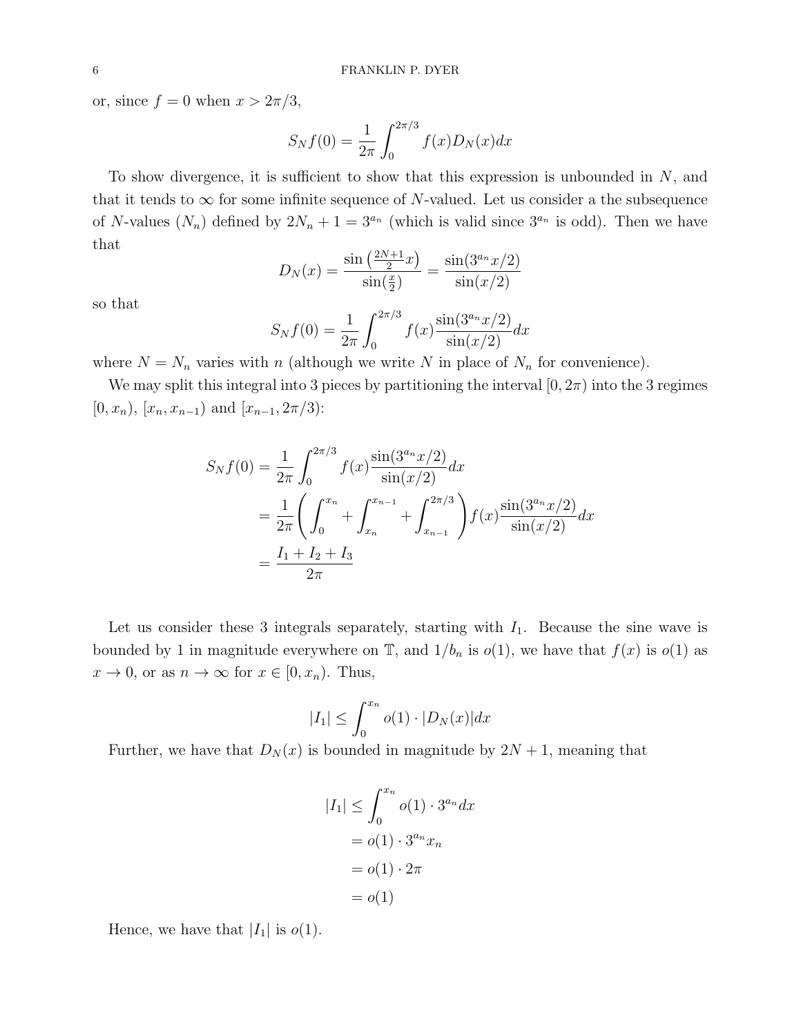or, since $f = 0$ when $x > 2\pi/3$,

$$S_N f(0) = \frac{1}{2\pi} \int_0^{2\pi/3} f(x) D_N(x) dx$$

To show divergence, it is sufficient to show that this expression is unbounded in $N$, and that it tends to $\infty$ for some infinite sequence of $N$-valued. Let us consider a the subsequence of $N$-values $(N_n)$ defined by $2N_n + 1 = 3^{a_n}$ (which is valid since $3^{a_n}$ is odd). Then we have that

$$D_N(x) = \frac{\sin\left(\frac{2N+1}{2}x\right)}{\sin(\frac{x}{2})} = \frac{\sin(3^{a_n}x/2)}{\sin(x/2)}$$

so that

$$S_N f(0) = \frac{1}{2\pi} \int_0^{2\pi/3} f(x) \frac{\sin(3^{a_n}x/2)}{\sin(x/2)} dx$$

where $N = N_n$ varies with $n$ (although we write $N$ in place of $N_n$ for convenience).

We may split this integral into 3 pieces by partitioning the interval $[0, 2\pi)$ into the 3 regimes $[0, x_n)$, $[x_n, x_{n-1})$ and $[x_{n-1}, 2\pi/3)$:

$$\begin{aligned}
S_N f(0) &= \frac{1}{2\pi} \int_0^{2\pi/3} f(x) \frac{\sin(3^{a_n}x/2)}{\sin(x/2)} dx \\
&= \frac{1}{2\pi} \left( \int_0^{x_n} + \int_{x_n}^{x_{n-1}} + \int_{x_{n-1}}^{2\pi/3} \right) f(x) \frac{\sin(3^{a_n}x/2)}{\sin(x/2)} dx \\
&= \frac{I_1 + I_2 + I_3}{2\pi}
\end{aligned}$$

Let us consider these 3 integrals separately, starting with $I_1$. Because the sine wave is bounded by 1 in magnitude everywhere on $\mathbb{T}$, and $1/b_n$ is $o(1)$, we have that $f(x)$ is $o(1)$ as $x \to 0$, or as $n \to \infty$ for $x \in [0, x_n)$. Thus,

$$|I_1| \leq \int_0^{x_n} o(1) \cdot |D_N(x)| dx$$

Further, we have that $D_N(x)$ is bounded in magnitude by $2N + 1$, meaning that

$$\begin{aligned}
|I_1| &\leq \int_0^{x_n} o(1) \cdot 3^{a_n} dx \\
&= o(1) \cdot 3^{a_n} x_n \\
&= o(1) \cdot 2\pi \\
&= o(1)
\end{aligned}$$

Hence, we have that $|I_1|$ is $o(1)$.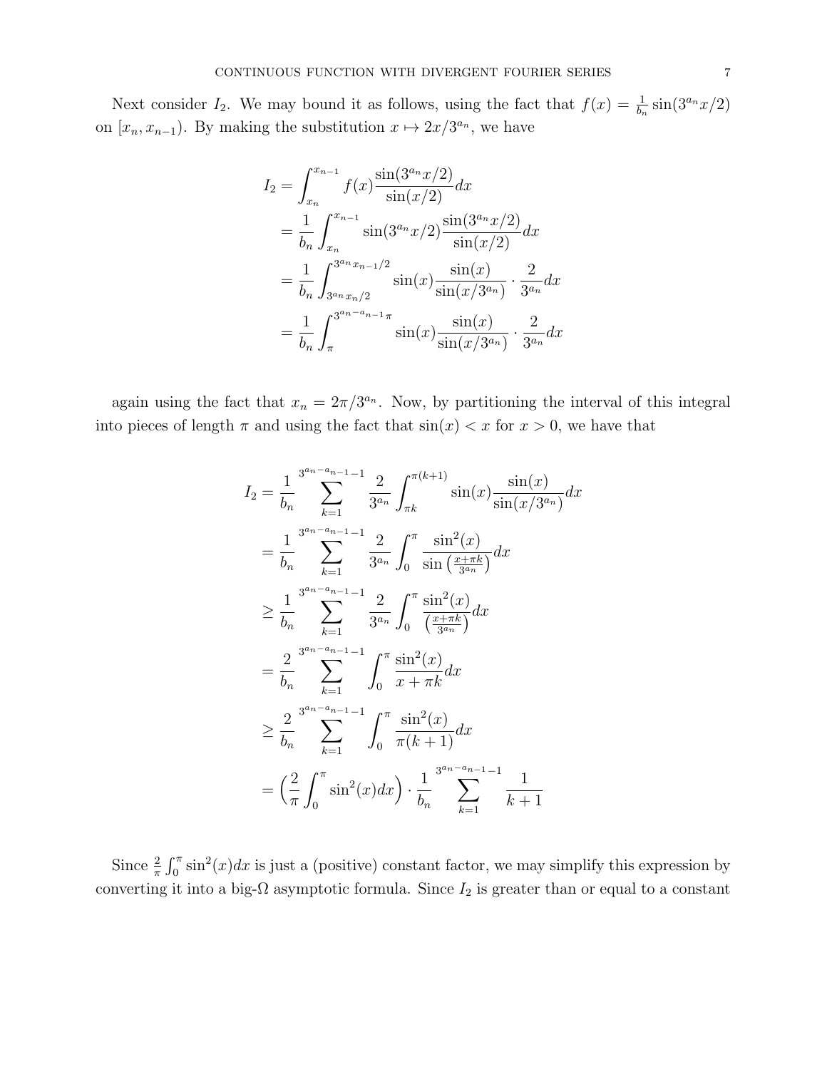Next consider $I_2$. We may bound it as follows, using the fact that $f(x) = \frac{1}{b_n}\sin(3^{a_n}x/2)$ on $[x_n, x_{n-1})$. By making the substitution $x \mapsto 2x/3^{a_n}$, we have

$$
\begin{aligned}
I_2 &= \int_{x_n}^{x_{n-1}} f(x)\frac{\sin(3^{a_n}x/2)}{\sin(x/2)}dx \\
&= \frac{1}{b_n}\int_{x_n}^{x_{n-1}} \sin(3^{a_n}x/2)\frac{\sin(3^{a_n}x/2)}{\sin(x/2)}dx \\
&= \frac{1}{b_n}\int_{3^{a_n}x_n/2}^{3^{a_n}x_{n-1}/2} \sin(x)\frac{\sin(x)}{\sin(x/3^{a_n})}\cdot\frac{2}{3^{a_n}}dx \\
&= \frac{1}{b_n}\int_{\pi}^{3^{a_n-a_{n-1}}\pi} \sin(x)\frac{\sin(x)}{\sin(x/3^{a_n})}\cdot\frac{2}{3^{a_n}}dx
\end{aligned}
$$

again using the fact that $x_n = 2\pi/3^{a_n}$. Now, by partitioning the interval of this integral into pieces of length $\pi$ and using the fact that $\sin(x) < x$ for $x > 0$, we have that

$$
\begin{aligned}
I_2 &= \frac{1}{b_n}\sum_{k=1}^{3^{a_n-a_{n-1}}-1}\frac{2}{3^{a_n}}\int_{\pi k}^{\pi(k+1)} \sin(x)\frac{\sin(x)}{\sin(x/3^{a_n})}dx \\
&= \frac{1}{b_n}\sum_{k=1}^{3^{a_n-a_{n-1}}-1}\frac{2}{3^{a_n}}\int_{0}^{\pi} \frac{\sin^2(x)}{\sin\left(\frac{x+\pi k}{3^{a_n}}\right)}dx \\
&\geq \frac{1}{b_n}\sum_{k=1}^{3^{a_n-a_{n-1}}-1}\frac{2}{3^{a_n}}\int_{0}^{\pi} \frac{\sin^2(x)}{\left(\frac{x+\pi k}{3^{a_n}}\right)}dx \\
&= \frac{2}{b_n}\sum_{k=1}^{3^{a_n-a_{n-1}}-1}\int_{0}^{\pi} \frac{\sin^2(x)}{x+\pi k}dx \\
&\geq \frac{2}{b_n}\sum_{k=1}^{3^{a_n-a_{n-1}}-1}\int_{0}^{\pi} \frac{\sin^2(x)}{\pi(k+1)}dx \\
&= \Big(\frac{2}{\pi}\int_0^{\pi}\sin^2(x)dx\Big)\cdot\frac{1}{b_n}\sum_{k=1}^{3^{a_n-a_{n-1}}-1}\frac{1}{k+1}
\end{aligned}
$$

Since $\frac{2}{\pi}\int_0^{\pi}\sin^2(x)dx$ is just a (positive) constant factor, we may simplify this expression by converting it into a big-$\Omega$ asymptotic formula. Since $I_2$ is greater than or equal to a constant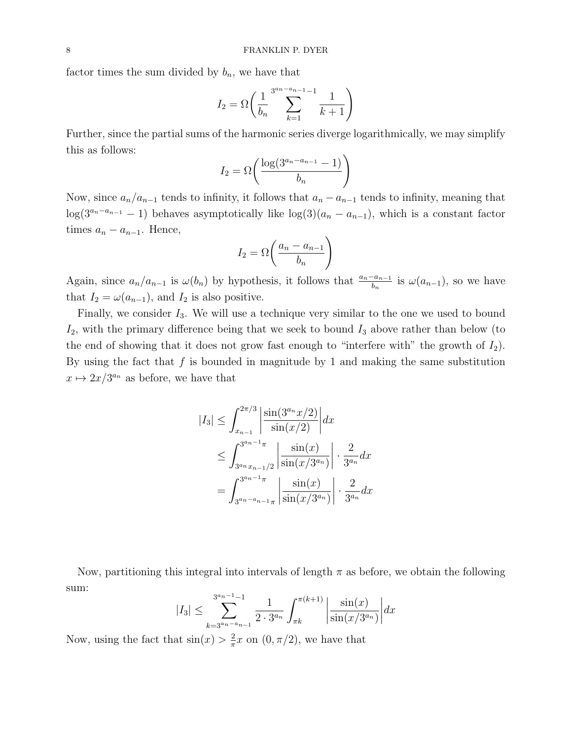factor times the sum divided by $b_n$, we have that

$$I_2 = \Omega\left(\frac{1}{b_n}\sum_{k=1}^{3^{a_n - a_{n-1}-1}} \frac{1}{k+1}\right)$$

Further, since the partial sums of the harmonic series diverge logarithmically, we may simplify this as follows:

$$I_2 = \Omega\left(\frac{\log(3^{a_n - a_{n-1}} - 1)}{b_n}\right)$$

Now, since $a_n/a_{n-1}$ tends to infinity, it follows that $a_n - a_{n-1}$ tends to infinity, meaning that $\log(3^{a_n - a_{n-1}} - 1)$ behaves asymptotically like $\log(3)(a_n - a_{n-1})$, which is a constant factor times $a_n - a_{n-1}$. Hence,

$$I_2 = \Omega\left(\frac{a_n - a_{n-1}}{b_n}\right)$$

Again, since $a_n/a_{n-1}$ is $\omega(b_n)$ by hypothesis, it follows that $\frac{a_n - a_{n-1}}{b_n}$ is $\omega(a_{n-1})$, so we have that $I_2 = \omega(a_{n-1})$, and $I_2$ is also positive.

Finally, we consider $I_3$. We will use a technique very similar to the one we used to bound $I_2$, with the primary difference being that we seek to bound $I_3$ above rather than below (to the end of showing that it does not grow fast enough to "interfere with" the growth of $I_2$). By using the fact that $f$ is bounded in magnitude by 1 and making the same substitution $x \mapsto 2x/3^{a_n}$ as before, we have that

$$\begin{aligned}
|I_3| &\leq \int_{x_{n-1}}^{2\pi/3} \left|\frac{\sin(3^{a_n}x/2)}{\sin(x/2)}\right| dx \\
&\leq \int_{3^{a_n}x_{n-1}/2}^{3^{a_n-1}\pi} \left|\frac{\sin(x)}{\sin(x/3^{a_n})}\right| \cdot \frac{2}{3^{a_n}} dx \\
&= \int_{3^{a_n - a_{n-1}}\pi}^{3^{a_n-1}\pi} \left|\frac{\sin(x)}{\sin(x/3^{a_n})}\right| \cdot \frac{2}{3^{a_n}} dx
\end{aligned}$$

Now, partitioning this integral into intervals of length $\pi$ as before, we obtain the following sum:

$$|I_3| \leq \sum_{k=3^{a_n - a_{n-1}}}^{3^{a_n-1}-1} \frac{1}{2 \cdot 3^{a_n}} \int_{\pi k}^{\pi(k+1)} \left|\frac{\sin(x)}{\sin(x/3^{a_n})}\right| dx$$

Now, using the fact that $\sin(x) > \frac{2}{\pi}x$ on $(0, \pi/2)$, we have that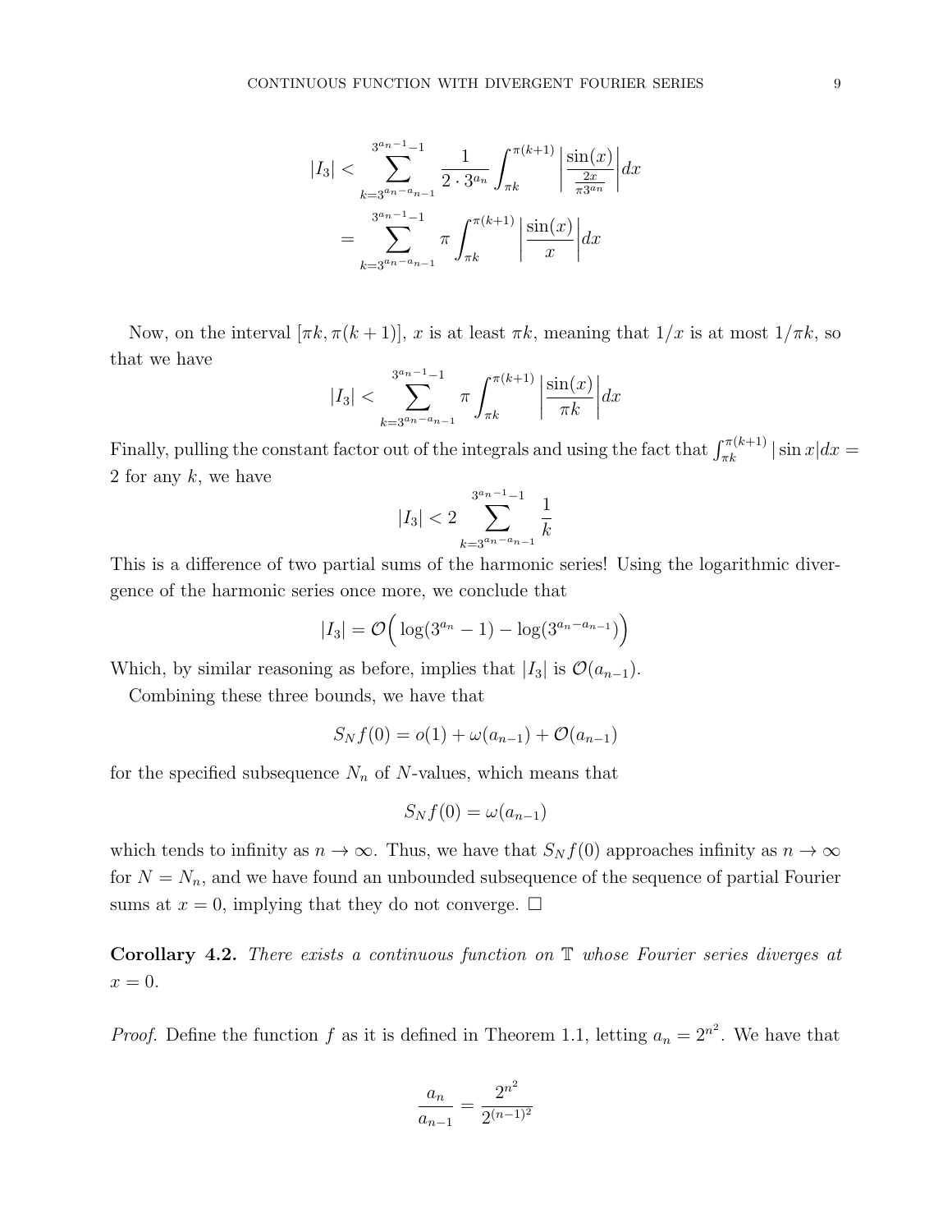$$
\begin{aligned}
|I_3| &< \sum_{k=3^{a_n - a_{n-1}}}^{3^{a_n-1}-1} \frac{1}{2 \cdot 3^{a_n}} \int_{\pi k}^{\pi(k+1)} \left| \frac{\sin(x)}{\frac{2x}{\pi 3^{a_n}}} \right| dx \\
&= \sum_{k=3^{a_n - a_{n-1}}}^{3^{a_n-1}-1} \pi \int_{\pi k}^{\pi(k+1)} \left| \frac{\sin(x)}{x} \right| dx
\end{aligned}
$$

Now, on the interval $[\pi k, \pi(k+1)]$, $x$ is at least $\pi k$, meaning that $1/x$ is at most $1/\pi k$, so that we have

$$
|I_3| < \sum_{k=3^{a_n - a_{n-1}}}^{3^{a_n-1}-1} \pi \int_{\pi k}^{\pi(k+1)} \left| \frac{\sin(x)}{\pi k} \right| dx
$$

Finally, pulling the constant factor out of the integrals and using the fact that $\int_{\pi k}^{\pi(k+1)} |\sin x| dx = 2$ for any $k$, we have

$$
|I_3| < 2 \sum_{k=3^{a_n - a_{n-1}}}^{3^{a_n-1}-1} \frac{1}{k}
$$

This is a difference of two partial sums of the harmonic series! Using the logarithmic divergence of the harmonic series once more, we conclude that

$$
|I_3| = \mathcal{O}\Big( \log(3^{a_n} - 1) - \log(3^{a_n - a_{n-1}}) \Big)
$$

Which, by similar reasoning as before, implies that $|I_3|$ is $\mathcal{O}(a_{n-1})$.

Combining these three bounds, we have that

$$
S_N f(0) = o(1) + \omega(a_{n-1}) + \mathcal{O}(a_{n-1})
$$

for the specified subsequence $N_n$ of $N$-values, which means that

$$
S_N f(0) = \omega(a_{n-1})
$$

which tends to infinity as $n \to \infty$. Thus, we have that $S_N f(0)$ approaches infinity as $n \to \infty$ for $N = N_n$, and we have found an unbounded subsequence of the sequence of partial Fourier sums at $x = 0$, implying that they do not converge. $\square$

**Corollary 4.2.** *There exists a continuous function on $\mathbb{T}$ whose Fourier series diverges at $x = 0$.*

*Proof.* Define the function $f$ as it is defined in Theorem 1.1, letting $a_n = 2^{n^2}$. We have that

$$
\frac{a_n}{a_{n-1}} = \frac{2^{n^2}}{2^{(n-1)^2}}
$$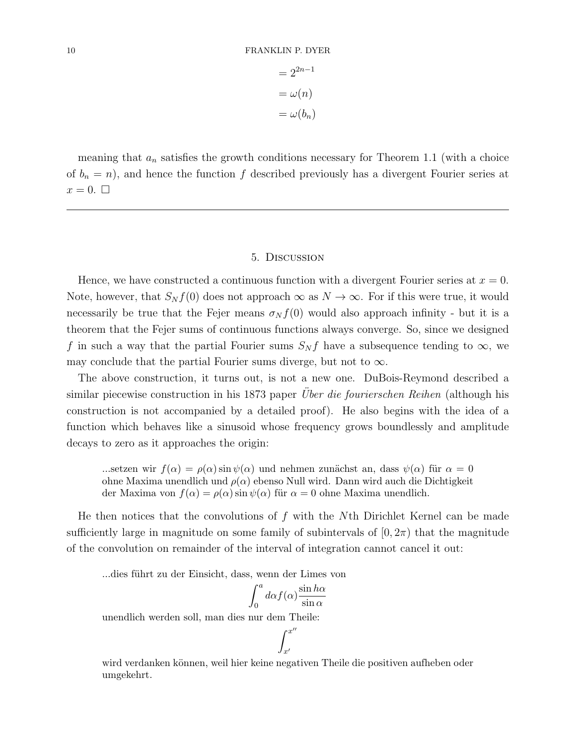$$= 2^{2n-1}$$
$$= \omega(n)$$
$$= \omega(b_n)$$

meaning that $a_n$ satisfies the growth conditions necessary for Theorem 1.1 (with a choice of $b_n = n$), and hence the function $f$ described previously has a divergent Fourier series at $x = 0$. $\square$

---

## 5. Discussion

Hence, we have constructed a continuous function with a divergent Fourier series at $x = 0$. Note, however, that $S_N f(0)$ does not approach $\infty$ as $N \to \infty$. For if this were true, it would necessarily be true that the Fejer means $\sigma_N f(0)$ would also approach infinity - but it is a theorem that the Fejer sums of continuous functions always converge. So, since we designed $f$ in such a way that the partial Fourier sums $S_N f$ have a subsequence tending to $\infty$, we may conclude that the partial Fourier sums diverge, but not to $\infty$.

The above construction, it turns out, is not a new one. DuBois-Reymond described a similar piecewise construction in his 1873 paper *Über die fourierschen Reihen* (although his construction is not accompanied by a detailed proof). He also begins with the idea of a function which behaves like a sinusoid whose frequency grows boundlessly and amplitude decays to zero as it approaches the origin:

> ...setzen wir $f(\alpha) = \rho(\alpha)\sin\psi(\alpha)$ und nehmen zunächst an, dass $\psi(\alpha)$ für $\alpha = 0$ ohne Maxima unendlich und $\rho(\alpha)$ ebenso Null wird. Dann wird auch die Dichtigkeit der Maxima von $f(\alpha) = \rho(\alpha)\sin\psi(\alpha)$ für $\alpha = 0$ ohne Maxima unendlich.

He then notices that the convolutions of $f$ with the $N$th Dirichlet Kernel can be made sufficiently large in magnitude on some family of subintervals of $[0, 2\pi)$ that the magnitude of the convolution on remainder of the interval of integration cannot cancel it out:

> ...dies führt zu der Einsicht, dass, wenn der Limes von
> $$\int_0^a d\alpha f(\alpha)\frac{\sin h\alpha}{\sin\alpha}$$
> unendlich werden soll, man dies nur dem Theile:
> $$\int_{x'}^{x''}$$
> wird verdanken können, weil hier keine negativen Theile die positiven aufheben oder umgekehrt.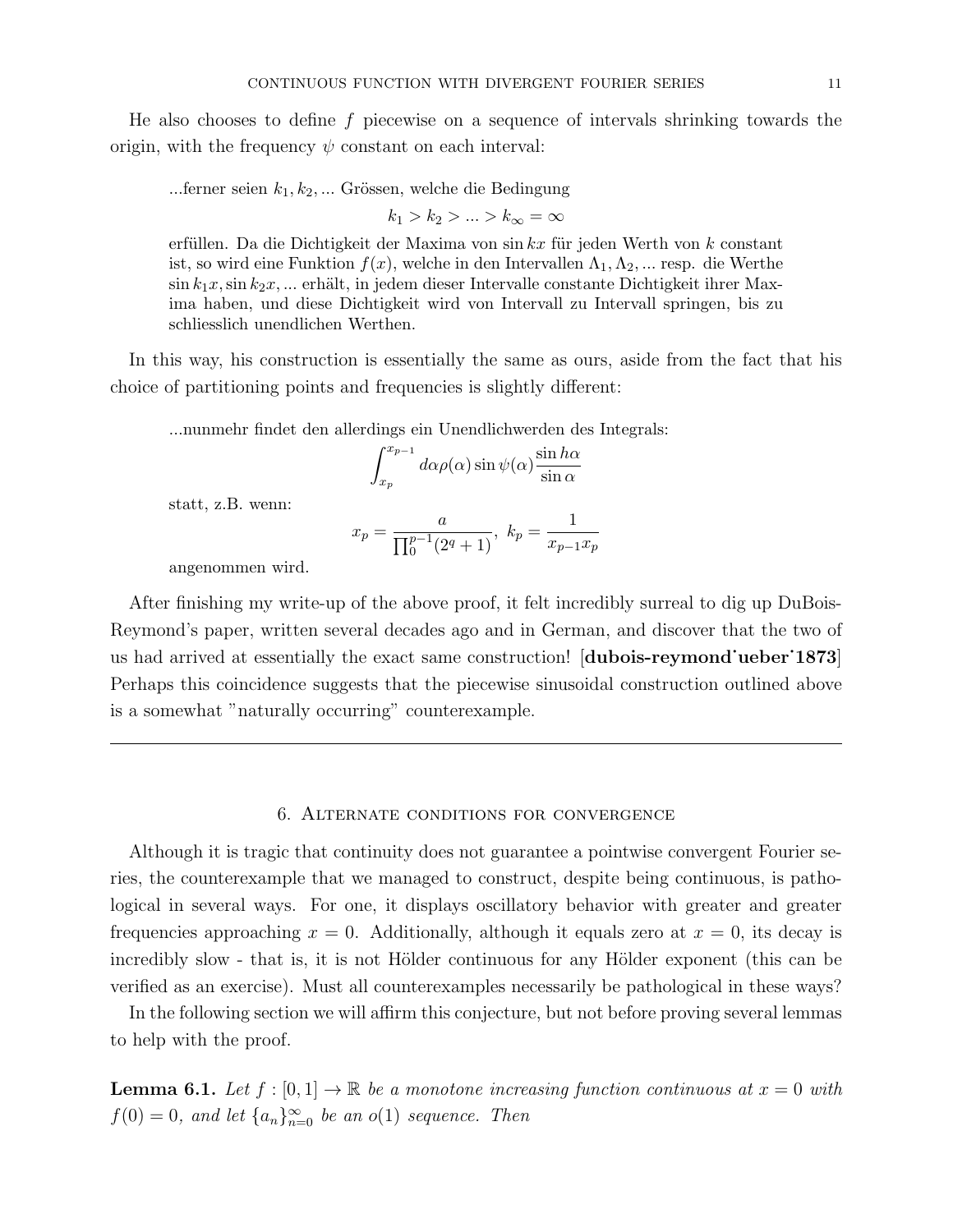He also chooses to define $f$ piecewise on a sequence of intervals shrinking towards the origin, with the frequency $\psi$ constant on each interval:

> ...ferner seien $k_1, k_2, ...$ Grössen, welche die Bedingung
>
> $$k_1 > k_2 > ... > k_\infty = \infty$$
>
> erfüllen. Da die Dichtigkeit der Maxima von $\sin kx$ für jeden Werth von $k$ constant ist, so wird eine Funktion $f(x)$, welche in den Intervallen $\Lambda_1, \Lambda_2, ...$ resp. die Werthe $\sin k_1 x, \sin k_2 x, ...$ erhält, in jedem dieser Intervalle constante Dichtigkeit ihrer Maxima haben, und diese Dichtigkeit wird von Intervall zu Intervall springen, bis zu schliesslich unendlichen Werthen.

In this way, his construction is essentially the same as ours, aside from the fact that his choice of partitioning points and frequencies is slightly different:

> ...nunmehr findet den allerdings ein Unendlichwerden des Integrals:
>
> $$\int_{x_p}^{x_{p-1}} d\alpha \rho(\alpha) \sin \psi(\alpha) \frac{\sin h\alpha}{\sin \alpha}$$
>
> statt, z.B. wenn:
>
> $$x_p = \frac{a}{\prod_0^{p-1}(2^q + 1)}, \ k_p = \frac{1}{x_{p-1} x_p}$$
>
> angenommen wird.

After finishing my write-up of the above proof, it felt incredibly surreal to dig up DuBois-Reymond's paper, written several decades ago and in German, and discover that the two of us had arrived at essentially the exact same construction! [**dubois-reymond˙ueber˙1873**] Perhaps this coincidence suggests that the piecewise sinusoidal construction outlined above is a somewhat "naturally occurring" counterexample.

---

## 6. Alternate conditions for convergence

Although it is tragic that continuity does not guarantee a pointwise convergent Fourier series, the counterexample that we managed to construct, despite being continuous, is pathological in several ways. For one, it displays oscillatory behavior with greater and greater frequencies approaching $x = 0$. Additionally, although it equals zero at $x = 0$, its decay is incredibly slow - that is, it is not Hölder continuous for any Hölder exponent (this can be verified as an exercise). Must all counterexamples necessarily be pathological in these ways?

In the following section we will affirm this conjecture, but not before proving several lemmas to help with the proof.

**Lemma 6.1.** *Let $f : [0, 1] \to \mathbb{R}$ be a monotone increasing function continuous at $x = 0$ with $f(0) = 0$, and let $\{a_n\}_{n=0}^\infty$ be an $o(1)$ sequence. Then*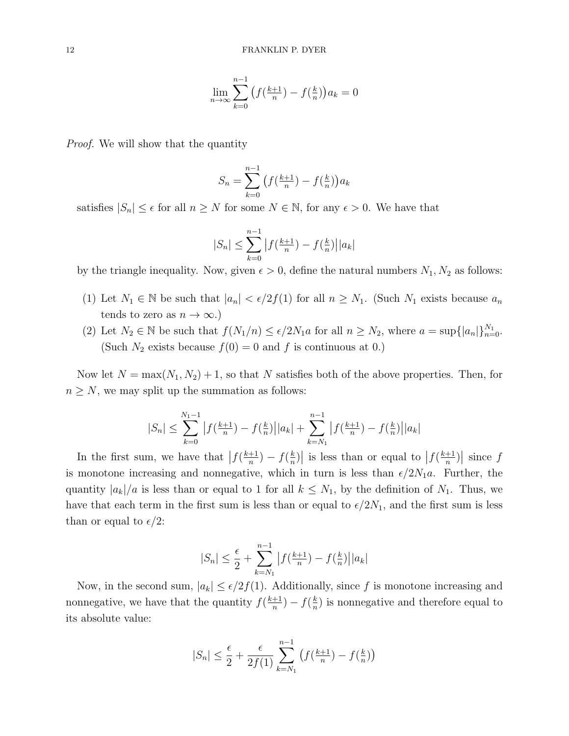$$\lim_{n\to\infty} \sum_{k=0}^{n-1} \big(f(\tfrac{k+1}{n}) - f(\tfrac{k}{n})\big) a_k = 0$$

*Proof.* We will show that the quantity

$$S_n = \sum_{k=0}^{n-1} \big(f(\tfrac{k+1}{n}) - f(\tfrac{k}{n})\big) a_k$$

satisfies $|S_n| \le \epsilon$ for all $n \ge N$ for some $N \in \mathbb{N}$, for any $\epsilon > 0$. We have that

$$|S_n| \le \sum_{k=0}^{n-1} \big|f(\tfrac{k+1}{n}) - f(\tfrac{k}{n})\big||a_k|$$

by the triangle inequality. Now, given $\epsilon > 0$, define the natural numbers $N_1, N_2$ as follows:

1. Let $N_1 \in \mathbb{N}$ be such that $|a_n| < \epsilon/2f(1)$ for all $n \ge N_1$. (Such $N_1$ exists because $a_n$ tends to zero as $n \to \infty$.)
2. Let $N_2 \in \mathbb{N}$ be such that $f(N_1/n) \le \epsilon/2N_1 a$ for all $n \ge N_2$, where $a = \sup\{|a_n|\}_{n=0}^{N_1}$. (Such $N_2$ exists because $f(0) = 0$ and $f$ is continuous at 0.)

Now let $N = \max(N_1, N_2) + 1$, so that $N$ satisfies both of the above properties. Then, for $n \ge N$, we may split up the summation as follows:

$$|S_n| \le \sum_{k=0}^{N_1-1} \big|f(\tfrac{k+1}{n}) - f(\tfrac{k}{n})\big||a_k| + \sum_{k=N_1}^{n-1} \big|f(\tfrac{k+1}{n}) - f(\tfrac{k}{n})\big||a_k|$$

In the first sum, we have that $\big|f(\frac{k+1}{n}) - f(\frac{k}{n})\big|$ is less than or equal to $\big|f(\frac{k+1}{n})\big|$ since $f$ is monotone increasing and nonnegative, which in turn is less than $\epsilon/2N_1 a$. Further, the quantity $|a_k|/a$ is less than or equal to 1 for all $k \le N_1$, by the definition of $N_1$. Thus, we have that each term in the first sum is less than or equal to $\epsilon/2N_1$, and the first sum is less than or equal to $\epsilon/2$:

$$|S_n| \le \frac{\epsilon}{2} + \sum_{k=N_1}^{n-1} \big|f(\tfrac{k+1}{n}) - f(\tfrac{k}{n})\big||a_k|$$

Now, in the second sum, $|a_k| \le \epsilon/2f(1)$. Additionally, since $f$ is monotone increasing and nonnegative, we have that the quantity $f(\frac{k+1}{n}) - f(\frac{k}{n})$ is nonnegative and therefore equal to its absolute value:

$$|S_n| \le \frac{\epsilon}{2} + \frac{\epsilon}{2f(1)} \sum_{k=N_1}^{n-1} \big(f(\tfrac{k+1}{n}) - f(\tfrac{k}{n})\big)$$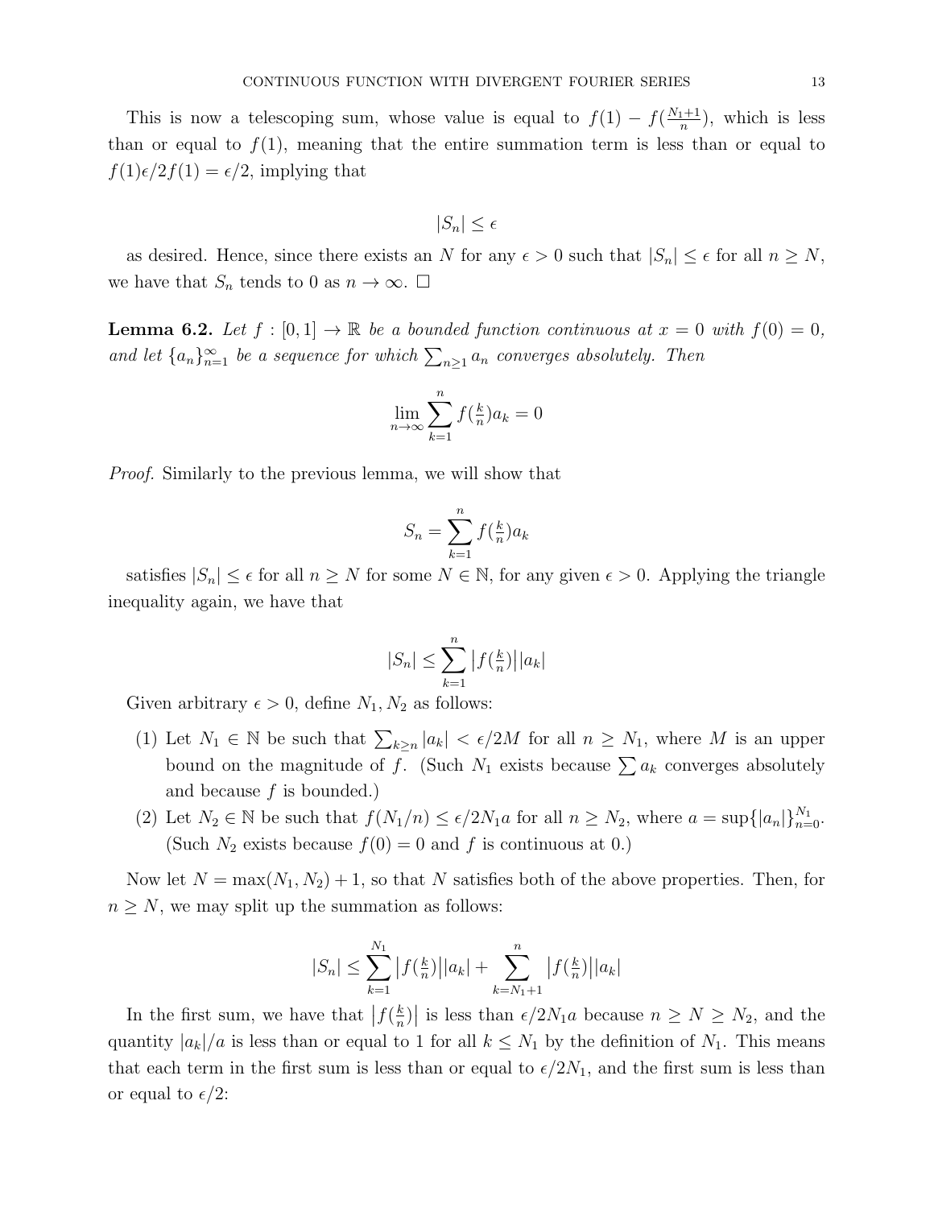This is now a telescoping sum, whose value is equal to $f(1) - f(\frac{N_1+1}{n})$, which is less than or equal to $f(1)$, meaning that the entire summation term is less than or equal to $f(1)\epsilon/2f(1) = \epsilon/2$, implying that

$$|S_n| \leq \epsilon$$

as desired. Hence, since there exists an $N$ for any $\epsilon > 0$ such that $|S_n| \leq \epsilon$ for all $n \geq N$, we have that $S_n$ tends to 0 as $n \to \infty$. $\square$

**Lemma 6.2.** *Let $f : [0,1] \to \mathbb{R}$ be a bounded function continuous at $x = 0$ with $f(0) = 0$, and let $\{a_n\}_{n=1}^{\infty}$ be a sequence for which $\sum_{n\geq 1} a_n$ converges absolutely. Then*

$$\lim_{n\to\infty} \sum_{k=1}^{n} f(\tfrac{k}{n}) a_k = 0$$

*Proof.* Similarly to the previous lemma, we will show that

$$S_n = \sum_{k=1}^{n} f(\tfrac{k}{n}) a_k$$

satisfies $|S_n| \leq \epsilon$ for all $n \geq N$ for some $N \in \mathbb{N}$, for any given $\epsilon > 0$. Applying the triangle inequality again, we have that

$$|S_n| \leq \sum_{k=1}^{n} \left|f(\tfrac{k}{n})\right| |a_k|$$

Given arbitrary $\epsilon > 0$, define $N_1, N_2$ as follows:

(1) Let $N_1 \in \mathbb{N}$ be such that $\sum_{k\geq n} |a_k| < \epsilon/2M$ for all $n \geq N_1$, where $M$ is an upper bound on the magnitude of $f$. (Such $N_1$ exists because $\sum a_k$ converges absolutely and because $f$ is bounded.)

(2) Let $N_2 \in \mathbb{N}$ be such that $f(N_1/n) \leq \epsilon/2N_1 a$ for all $n \geq N_2$, where $a = \sup\{|a_n|\}_{n=0}^{N_1}$. (Such $N_2$ exists because $f(0) = 0$ and $f$ is continuous at 0.)

Now let $N = \max(N_1, N_2) + 1$, so that $N$ satisfies both of the above properties. Then, for $n \geq N$, we may split up the summation as follows:

$$|S_n| \leq \sum_{k=1}^{N_1} \left|f(\tfrac{k}{n})\right| |a_k| + \sum_{k=N_1+1}^{n} \left|f(\tfrac{k}{n})\right| |a_k|$$

In the first sum, we have that $\left|f(\frac{k}{n})\right|$ is less than $\epsilon/2N_1 a$ because $n \geq N \geq N_2$, and the quantity $|a_k|/a$ is less than or equal to 1 for all $k \leq N_1$ by the definition of $N_1$. This means that each term in the first sum is less than or equal to $\epsilon/2N_1$, and the first sum is less than or equal to $\epsilon/2$: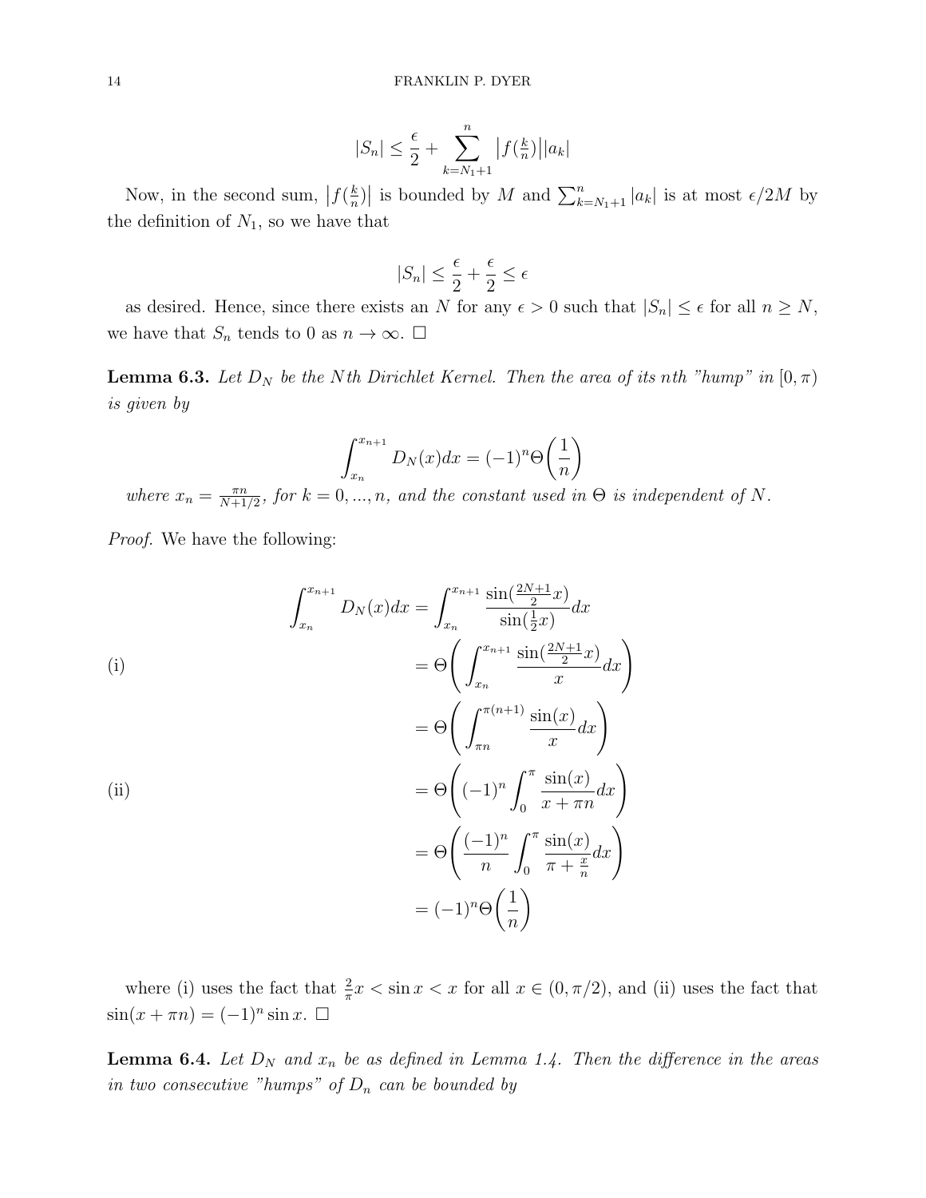$$|S_n| \leq \frac{\epsilon}{2} + \sum_{k=N_1+1}^{n} \left|f(\tfrac{k}{n})\right||a_k|$$

Now, in the second sum, $\left|f(\frac{k}{n})\right|$ is bounded by $M$ and $\sum_{k=N_1+1}^{n} |a_k|$ is at most $\epsilon/2M$ by the definition of $N_1$, so we have that

$$|S_n| \leq \frac{\epsilon}{2} + \frac{\epsilon}{2} \leq \epsilon$$

as desired. Hence, since there exists an $N$ for any $\epsilon > 0$ such that $|S_n| \leq \epsilon$ for all $n \geq N$, we have that $S_n$ tends to 0 as $n \to \infty$. $\square$

**Lemma 6.3.** *Let $D_N$ be the $N$th Dirichlet Kernel. Then the area of its $n$th "hump" in $[0, \pi)$ is given by*

$$\int_{x_n}^{x_{n+1}} D_N(x)dx = (-1)^n \Theta\bigg(\frac{1}{n}\bigg)$$

*where $x_n = \frac{\pi n}{N+1/2}$, for $k = 0, ..., n$, and the constant used in $\Theta$ is independent of $N$.*

*Proof.* We have the following:

$$\begin{aligned}
\int_{x_n}^{x_{n+1}} D_N(x)dx &= \int_{x_n}^{x_{n+1}} \frac{\sin(\frac{2N+1}{2}x)}{\sin(\frac{1}{2}x)}dx \\
\text{(i)} \qquad &= \Theta\Bigg(\int_{x_n}^{x_{n+1}} \frac{\sin(\frac{2N+1}{2}x)}{x}dx\Bigg) \\
&= \Theta\Bigg(\int_{\pi n}^{\pi(n+1)} \frac{\sin(x)}{x}dx\Bigg) \\
\text{(ii)} \qquad &= \Theta\Bigg((-1)^n \int_0^{\pi} \frac{\sin(x)}{x+\pi n}dx\Bigg) \\
&= \Theta\Bigg(\frac{(-1)^n}{n} \int_0^{\pi} \frac{\sin(x)}{\pi + \frac{x}{n}}dx\Bigg) \\
&= (-1)^n \Theta\bigg(\frac{1}{n}\bigg)
\end{aligned}$$

where (i) uses the fact that $\frac{2}{\pi}x < \sin x < x$ for all $x \in (0, \pi/2)$, and (ii) uses the fact that $\sin(x + \pi n) = (-1)^n \sin x$. $\square$

**Lemma 6.4.** *Let $D_N$ and $x_n$ be as defined in Lemma 1.4. Then the difference in the areas in two consecutive "humps" of $D_n$ can be bounded by*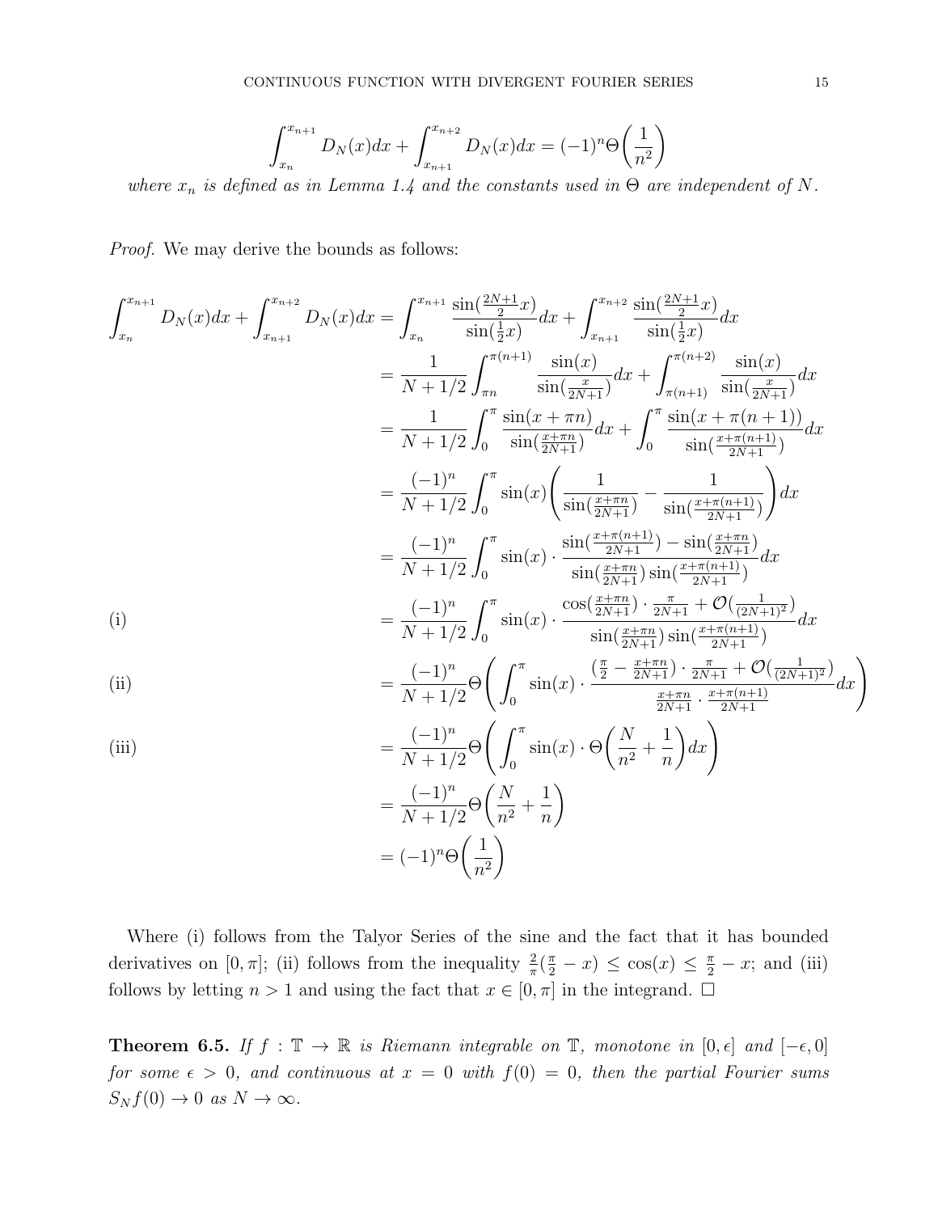$$\int_{x_n}^{x_{n+1}} D_N(x)dx + \int_{x_{n+1}}^{x_{n+2}} D_N(x)dx = (-1)^n \Theta\bigg(\frac{1}{n^2}\bigg)$$

*where $x_n$ is defined as in Lemma 1.4 and the constants used in $\Theta$ are independent of $N$.*

*Proof.* We may derive the bounds as follows:

$$\begin{aligned}
\int_{x_n}^{x_{n+1}} D_N(x)dx + \int_{x_{n+1}}^{x_{n+2}} D_N(x)dx &= \int_{x_n}^{x_{n+1}} \frac{\sin(\frac{2N+1}{2}x)}{\sin(\frac{1}{2}x)}dx + \int_{x_{n+1}}^{x_{n+2}} \frac{\sin(\frac{2N+1}{2}x)}{\sin(\frac{1}{2}x)}dx \\
&= \frac{1}{N+1/2}\int_{\pi n}^{\pi(n+1)} \frac{\sin(x)}{\sin(\frac{x}{2N+1})}dx + \int_{\pi(n+1)}^{\pi(n+2)} \frac{\sin(x)}{\sin(\frac{x}{2N+1})}dx \\
&= \frac{1}{N+1/2}\int_0^{\pi} \frac{\sin(x+\pi n)}{\sin(\frac{x+\pi n}{2N+1})}dx + \int_0^{\pi} \frac{\sin(x+\pi(n+1))}{\sin(\frac{x+\pi(n+1)}{2N+1})}dx \\
&= \frac{(-1)^n}{N+1/2}\int_0^{\pi} \sin(x)\Bigg(\frac{1}{\sin(\frac{x+\pi n}{2N+1})} - \frac{1}{\sin(\frac{x+\pi(n+1)}{2N+1})}\Bigg)dx \\
&= \frac{(-1)^n}{N+1/2}\int_0^{\pi} \sin(x)\cdot\frac{\sin(\frac{x+\pi(n+1)}{2N+1}) - \sin(\frac{x+\pi n}{2N+1})}{\sin(\frac{x+\pi n}{2N+1})\sin(\frac{x+\pi(n+1)}{2N+1})}dx \\
\text{(i)} \qquad &= \frac{(-1)^n}{N+1/2}\int_0^{\pi} \sin(x)\cdot\frac{\cos(\frac{x+\pi n}{2N+1})\cdot\frac{\pi}{2N+1} + \mathcal{O}(\frac{1}{(2N+1)^2})}{\sin(\frac{x+\pi n}{2N+1})\sin(\frac{x+\pi(n+1)}{2N+1})}dx \\
\text{(ii)} \qquad &= \frac{(-1)^n}{N+1/2}\Theta\Bigg(\int_0^{\pi} \sin(x)\cdot\frac{(\frac{\pi}{2} - \frac{x+\pi n}{2N+1})\cdot\frac{\pi}{2N+1} + \mathcal{O}(\frac{1}{(2N+1)^2})}{\frac{x+\pi n}{2N+1}\cdot\frac{x+\pi(n+1)}{2N+1}}dx\Bigg) \\
\text{(iii)} \qquad &= \frac{(-1)^n}{N+1/2}\Theta\Bigg(\int_0^{\pi} \sin(x)\cdot\Theta\bigg(\frac{N}{n^2} + \frac{1}{n}\bigg)dx\Bigg) \\
&= \frac{(-1)^n}{N+1/2}\Theta\bigg(\frac{N}{n^2} + \frac{1}{n}\bigg) \\
&= (-1)^n\Theta\bigg(\frac{1}{n^2}\bigg)
\end{aligned}$$

Where (i) follows from the Talyor Series of the sine and the fact that it has bounded derivatives on $[0, \pi]$; (ii) follows from the inequality $\frac{2}{\pi}(\frac{\pi}{2} - x) \leq \cos(x) \leq \frac{\pi}{2} - x$; and (iii) follows by letting $n > 1$ and using the fact that $x \in [0, \pi]$ in the integrand. $\square$

**Theorem 6.5.** *If $f : \mathbb{T} \to \mathbb{R}$ is Riemann integrable on $\mathbb{T}$, monotone in $[0, \epsilon]$ and $[-\epsilon, 0]$ for some $\epsilon > 0$, and continuous at $x = 0$ with $f(0) = 0$, then the partial Fourier sums $S_N f(0) \to 0$ as $N \to \infty$.*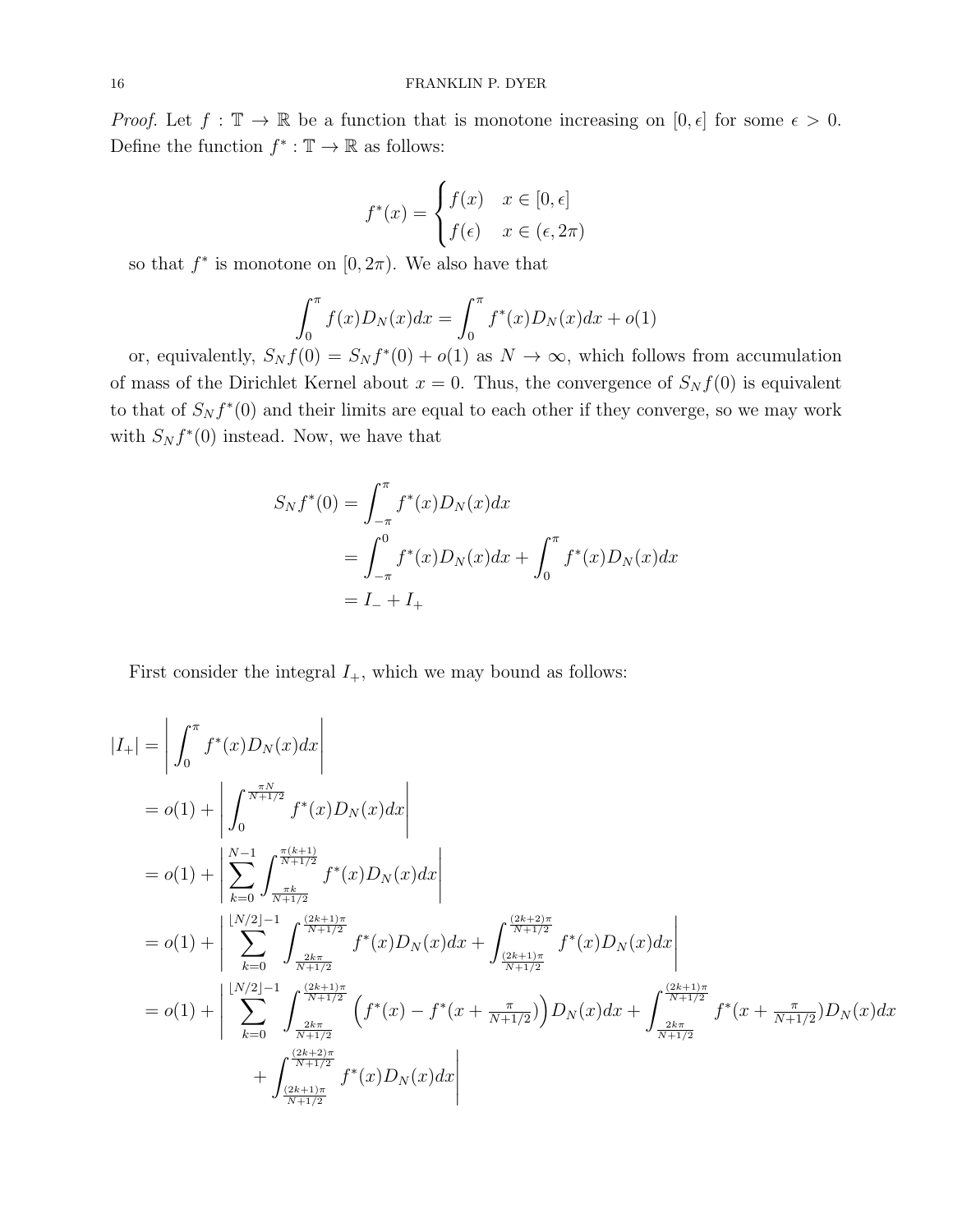*Proof.* Let $f : \mathbb{T} \to \mathbb{R}$ be a function that is monotone increasing on $[0, \epsilon]$ for some $\epsilon > 0$. Define the function $f^* : \mathbb{T} \to \mathbb{R}$ as follows:

$$f^*(x) = \begin{cases} f(x) & x \in [0, \epsilon] \\ f(\epsilon) & x \in (\epsilon, 2\pi) \end{cases}$$

so that $f^*$ is monotone on $[0, 2\pi)$. We also have that

$$\int_0^\pi f(x) D_N(x) dx = \int_0^\pi f^*(x) D_N(x) dx + o(1)$$

or, equivalently, $S_N f(0) = S_N f^*(0) + o(1)$ as $N \to \infty$, which follows from accumulation of mass of the Dirichlet Kernel about $x = 0$. Thus, the convergence of $S_N f(0)$ is equivalent to that of $S_N f^*(0)$ and their limits are equal to each other if they converge, so we may work with $S_N f^*(0)$ instead. Now, we have that

$$\begin{aligned} S_N f^*(0) &= \int_{-\pi}^{\pi} f^*(x) D_N(x) dx \\ &= \int_{-\pi}^{0} f^*(x) D_N(x) dx + \int_0^\pi f^*(x) D_N(x) dx \\ &= I_- + I_+ \end{aligned}$$

First consider the integral $I_+$, which we may bound as follows:

$$\begin{aligned} |I_+| &= \left| \int_0^\pi f^*(x) D_N(x) dx \right| \\ &= o(1) + \left| \int_0^{\frac{\pi N}{N+1/2}} f^*(x) D_N(x) dx \right| \\ &= o(1) + \left| \sum_{k=0}^{N-1} \int_{\frac{\pi k}{N+1/2}}^{\frac{\pi(k+1)}{N+1/2}} f^*(x) D_N(x) dx \right| \\ &= o(1) + \left| \sum_{k=0}^{\lfloor N/2 \rfloor - 1} \int_{\frac{2k\pi}{N+1/2}}^{\frac{(2k+1)\pi}{N+1/2}} f^*(x) D_N(x) dx + \int_{\frac{(2k+1)\pi}{N+1/2}}^{\frac{(2k+2)\pi}{N+1/2}} f^*(x) D_N(x) dx \right| \\ &= o(1) + \left| \sum_{k=0}^{\lfloor N/2 \rfloor - 1} \int_{\frac{2k\pi}{N+1/2}}^{\frac{(2k+1)\pi}{N+1/2}} \left( f^*(x) - f^*(x + \tfrac{\pi}{N+1/2}) \right) D_N(x) dx + \int_{\frac{2k\pi}{N+1/2}}^{\frac{(2k+1)\pi}{N+1/2}} f^*(x + \tfrac{\pi}{N+1/2}) D_N(x) dx \right. \\ &\qquad \left. + \int_{\frac{(2k+1)\pi}{N+1/2}}^{\frac{(2k+2)\pi}{N+1/2}} f^*(x) D_N(x) dx \right| \end{aligned}$$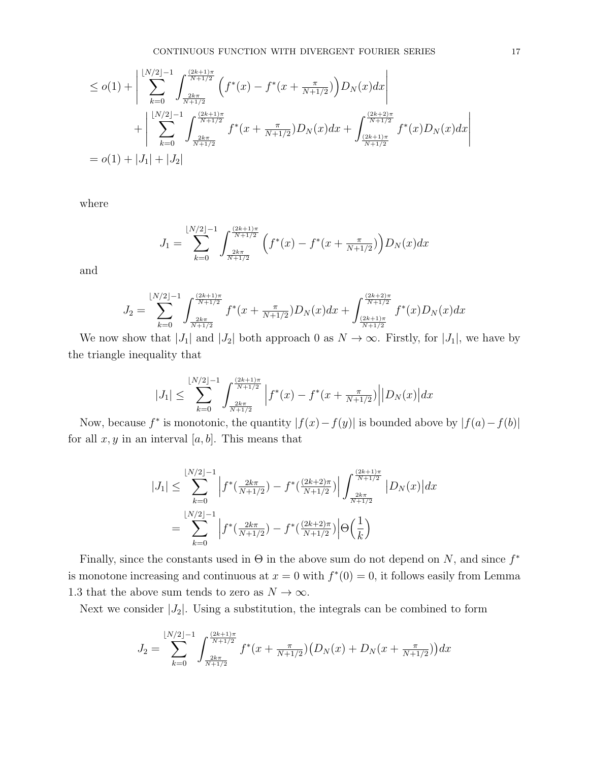$$
\begin{aligned}
&\leq o(1) + \left| \sum_{k=0}^{\lfloor N/2 \rfloor - 1} \int_{\frac{2k\pi}{N+1/2}}^{\frac{(2k+1)\pi}{N+1/2}} \Big( f^*(x) - f^*(x + \tfrac{\pi}{N+1/2}) \Big) D_N(x) dx \right| \\
&\qquad + \left| \sum_{k=0}^{\lfloor N/2 \rfloor - 1} \int_{\frac{2k\pi}{N+1/2}}^{\frac{(2k+1)\pi}{N+1/2}} f^*(x + \tfrac{\pi}{N+1/2}) D_N(x) dx + \int_{\frac{(2k+1)\pi}{N+1/2}}^{\frac{(2k+2)\pi}{N+1/2}} f^*(x) D_N(x) dx \right| \\
&= o(1) + |J_1| + |J_2|
\end{aligned}
$$

where

$$
J_1 = \sum_{k=0}^{\lfloor N/2 \rfloor - 1} \int_{\frac{2k\pi}{N+1/2}}^{\frac{(2k+1)\pi}{N+1/2}} \Big( f^*(x) - f^*(x + \tfrac{\pi}{N+1/2}) \Big) D_N(x) dx
$$

and

$$
J_2 = \sum_{k=0}^{\lfloor N/2 \rfloor - 1} \int_{\frac{2k\pi}{N+1/2}}^{\frac{(2k+1)\pi}{N+1/2}} f^*(x + \tfrac{\pi}{N+1/2}) D_N(x) dx + \int_{\frac{(2k+1)\pi}{N+1/2}}^{\frac{(2k+2)\pi}{N+1/2}} f^*(x) D_N(x) dx
$$

We now show that $|J_1|$ and $|J_2|$ both approach 0 as $N \to \infty$. Firstly, for $|J_1|$, we have by the triangle inequality that

$$
|J_1| \leq \sum_{k=0}^{\lfloor N/2 \rfloor - 1} \int_{\frac{2k\pi}{N+1/2}}^{\frac{(2k+1)\pi}{N+1/2}} \Big| f^*(x) - f^*(x + \tfrac{\pi}{N+1/2}) \Big| \big| D_N(x) \big| dx
$$

Now, because $f^*$ is monotonic, the quantity $|f(x) - f(y)|$ is bounded above by $|f(a) - f(b)|$ for all $x, y$ in an interval $[a, b]$. This means that

$$
\begin{aligned}
|J_1| &\leq \sum_{k=0}^{\lfloor N/2 \rfloor - 1} \Big| f^*(\tfrac{2k\pi}{N+1/2}) - f^*(\tfrac{(2k+2)\pi}{N+1/2}) \Big| \int_{\frac{2k\pi}{N+1/2}}^{\frac{(2k+1)\pi}{N+1/2}} \big| D_N(x) \big| dx \\
&= \sum_{k=0}^{\lfloor N/2 \rfloor - 1} \Big| f^*(\tfrac{2k\pi}{N+1/2}) - f^*(\tfrac{(2k+2)\pi}{N+1/2}) \Big| \Theta\Big(\frac{1}{k}\Big)
\end{aligned}
$$

Finally, since the constants used in $\Theta$ in the above sum do not depend on $N$, and since $f^*$ is monotone increasing and continuous at $x = 0$ with $f^*(0) = 0$, it follows easily from Lemma 1.3 that the above sum tends to zero as $N \to \infty$.

Next we consider $|J_2|$. Using a substitution, the integrals can be combined to form

$$
J_2 = \sum_{k=0}^{\lfloor N/2 \rfloor - 1} \int_{\frac{2k\pi}{N+1/2}}^{\frac{(2k+1)\pi}{N+1/2}} f^*(x + \tfrac{\pi}{N+1/2}) \big( D_N(x) + D_N(x + \tfrac{\pi}{N+1/2}) \big) dx
$$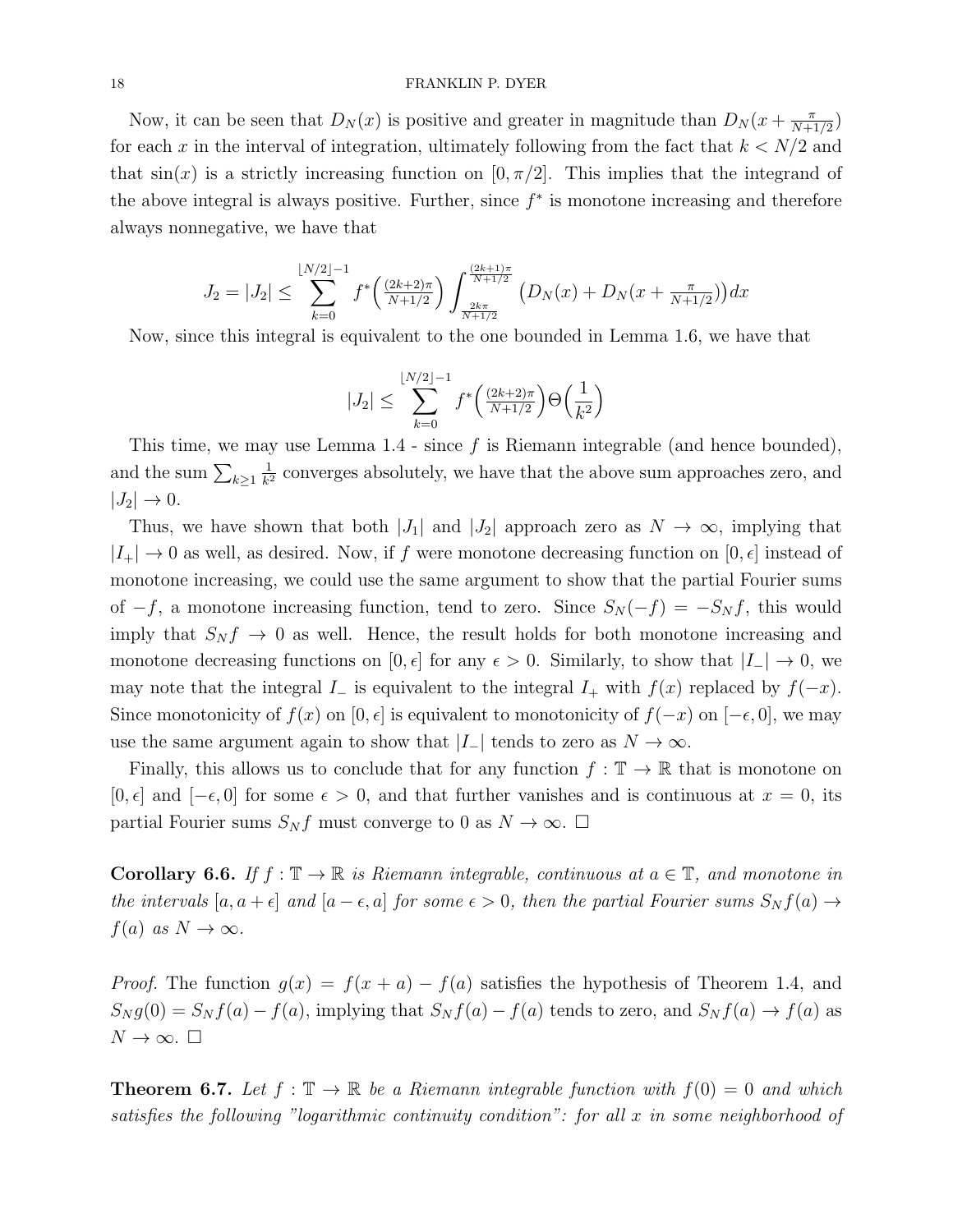Now, it can be seen that $D_N(x)$ is positive and greater in magnitude than $D_N(x + \frac{\pi}{N+1/2})$ for each $x$ in the interval of integration, ultimately following from the fact that $k < N/2$ and that $\sin(x)$ is a strictly increasing function on $[0, \pi/2]$. This implies that the integrand of the above integral is always positive. Further, since $f^*$ is monotone increasing and therefore always nonnegative, we have that

$$J_2 = |J_2| \leq \sum_{k=0}^{\lfloor N/2 \rfloor - 1} f^*\Big(\tfrac{(2k+2)\pi}{N+1/2}\Big) \int_{\frac{2k\pi}{N+1/2}}^{\frac{(2k+1)\pi}{N+1/2}} \big(D_N(x) + D_N(x + \tfrac{\pi}{N+1/2})\big) dx$$

Now, since this integral is equivalent to the one bounded in Lemma 1.6, we have that

$$|J_2| \leq \sum_{k=0}^{\lfloor N/2 \rfloor - 1} f^*\Big(\tfrac{(2k+2)\pi}{N+1/2}\Big) \Theta\Big(\frac{1}{k^2}\Big)$$

This time, we may use Lemma 1.4 - since $f$ is Riemann integrable (and hence bounded), and the sum $\sum_{k \geq 1} \frac{1}{k^2}$ converges absolutely, we have that the above sum approaches zero, and $|J_2| \to 0$.

Thus, we have shown that both $|J_1|$ and $|J_2|$ approach zero as $N \to \infty$, implying that $|I_+| \to 0$ as well, as desired. Now, if $f$ were monotone decreasing function on $[0, \epsilon]$ instead of monotone increasing, we could use the same argument to show that the partial Fourier sums of $-f$, a monotone increasing function, tend to zero. Since $S_N(-f) = -S_N f$, this would imply that $S_N f \to 0$ as well. Hence, the result holds for both monotone increasing and monotone decreasing functions on $[0, \epsilon]$ for any $\epsilon > 0$. Similarly, to show that $|I_-| \to 0$, we may note that the integral $I_-$ is equivalent to the integral $I_+$ with $f(x)$ replaced by $f(-x)$. Since monotonicity of $f(x)$ on $[0, \epsilon]$ is equivalent to monotonicity of $f(-x)$ on $[-\epsilon, 0]$, we may use the same argument again to show that $|I_-|$ tends to zero as $N \to \infty$.

Finally, this allows us to conclude that for any function $f : \mathbb{T} \to \mathbb{R}$ that is monotone on $[0, \epsilon]$ and $[-\epsilon, 0]$ for some $\epsilon > 0$, and that further vanishes and is continuous at $x = 0$, its partial Fourier sums $S_N f$ must converge to 0 as $N \to \infty$. □

**Corollary 6.6.** *If $f : \mathbb{T} \to \mathbb{R}$ is Riemann integrable, continuous at $a \in \mathbb{T}$, and monotone in the intervals $[a, a + \epsilon]$ and $[a - \epsilon, a]$ for some $\epsilon > 0$, then the partial Fourier sums $S_N f(a) \to f(a)$ as $N \to \infty$.*

*Proof.* The function $g(x) = f(x + a) - f(a)$ satisfies the hypothesis of Theorem 1.4, and $S_N g(0) = S_N f(a) - f(a)$, implying that $S_N f(a) - f(a)$ tends to zero, and $S_N f(a) \to f(a)$ as $N \to \infty$. □

**Theorem 6.7.** *Let $f : \mathbb{T} \to \mathbb{R}$ be a Riemann integrable function with $f(0) = 0$ and which satisfies the following "logarithmic continuity condition": for all $x$ in some neighborhood of*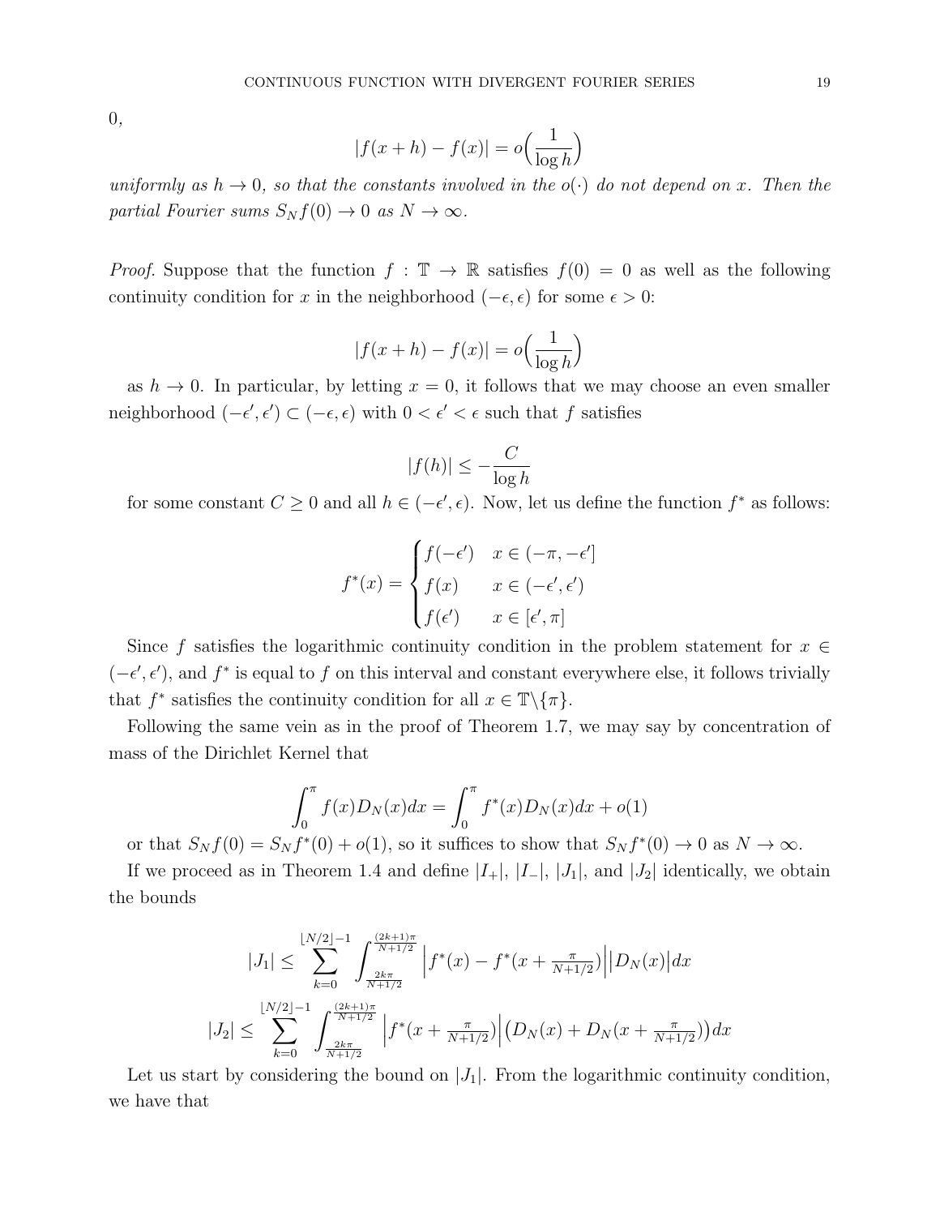0,

$$|f(x+h) - f(x)| = o\Big(\frac{1}{\log h}\Big)$$

*uniformly as $h \to 0$, so that the constants involved in the $o(\cdot)$ do not depend on $x$. Then the partial Fourier sums $S_N f(0) \to 0$ as $N \to \infty$.*

*Proof.* Suppose that the function $f : \mathbb{T} \to \mathbb{R}$ satisfies $f(0) = 0$ as well as the following continuity condition for $x$ in the neighborhood $(-\epsilon, \epsilon)$ for some $\epsilon > 0$:

$$|f(x+h) - f(x)| = o\Big(\frac{1}{\log h}\Big)$$

as $h \to 0$. In particular, by letting $x = 0$, it follows that we may choose an even smaller neighborhood $(-\epsilon', \epsilon') \subset (-\epsilon, \epsilon)$ with $0 < \epsilon' < \epsilon$ such that $f$ satisfies

$$|f(h)| \leq -\frac{C}{\log h}$$

for some constant $C \geq 0$ and all $h \in (-\epsilon', \epsilon)$. Now, let us define the function $f^*$ as follows:

$$f^*(x) = \begin{cases} f(-\epsilon') & x \in (-\pi, -\epsilon'] \\ f(x) & x \in (-\epsilon', \epsilon') \\ f(\epsilon') & x \in [\epsilon', \pi] \end{cases}$$

Since $f$ satisfies the logarithmic continuity condition in the problem statement for $x \in (-\epsilon', \epsilon')$, and $f^*$ is equal to $f$ on this interval and constant everywhere else, it follows trivially that $f^*$ satisfies the continuity condition for all $x \in \mathbb{T} \backslash \{\pi\}$.

Following the same vein as in the proof of Theorem 1.7, we may say by concentration of mass of the Dirichlet Kernel that

$$\int_0^\pi f(x) D_N(x) dx = \int_0^\pi f^*(x) D_N(x) dx + o(1)$$

or that $S_N f(0) = S_N f^*(0) + o(1)$, so it suffices to show that $S_N f^*(0) \to 0$ as $N \to \infty$.

If we proceed as in Theorem 1.4 and define $|I_+|$, $|I_-|$, $|J_1|$, and $|J_2|$ identically, we obtain the bounds

$$|J_1| \leq \sum_{k=0}^{\lfloor N/2 \rfloor - 1} \int_{\frac{2k\pi}{N+1/2}}^{\frac{(2k+1)\pi}{N+1/2}} \Big| f^*(x) - f^*(x + \tfrac{\pi}{N+1/2}) \Big| \big| D_N(x) \big| dx$$

$$|J_2| \leq \sum_{k=0}^{\lfloor N/2 \rfloor - 1} \int_{\frac{2k\pi}{N+1/2}}^{\frac{(2k+1)\pi}{N+1/2}} \Big| f^*(x + \tfrac{\pi}{N+1/2}) \Big| \big( D_N(x) + D_N(x + \tfrac{\pi}{N+1/2}) \big) dx$$

Let us start by considering the bound on $|J_1|$. From the logarithmic continuity condition, we have that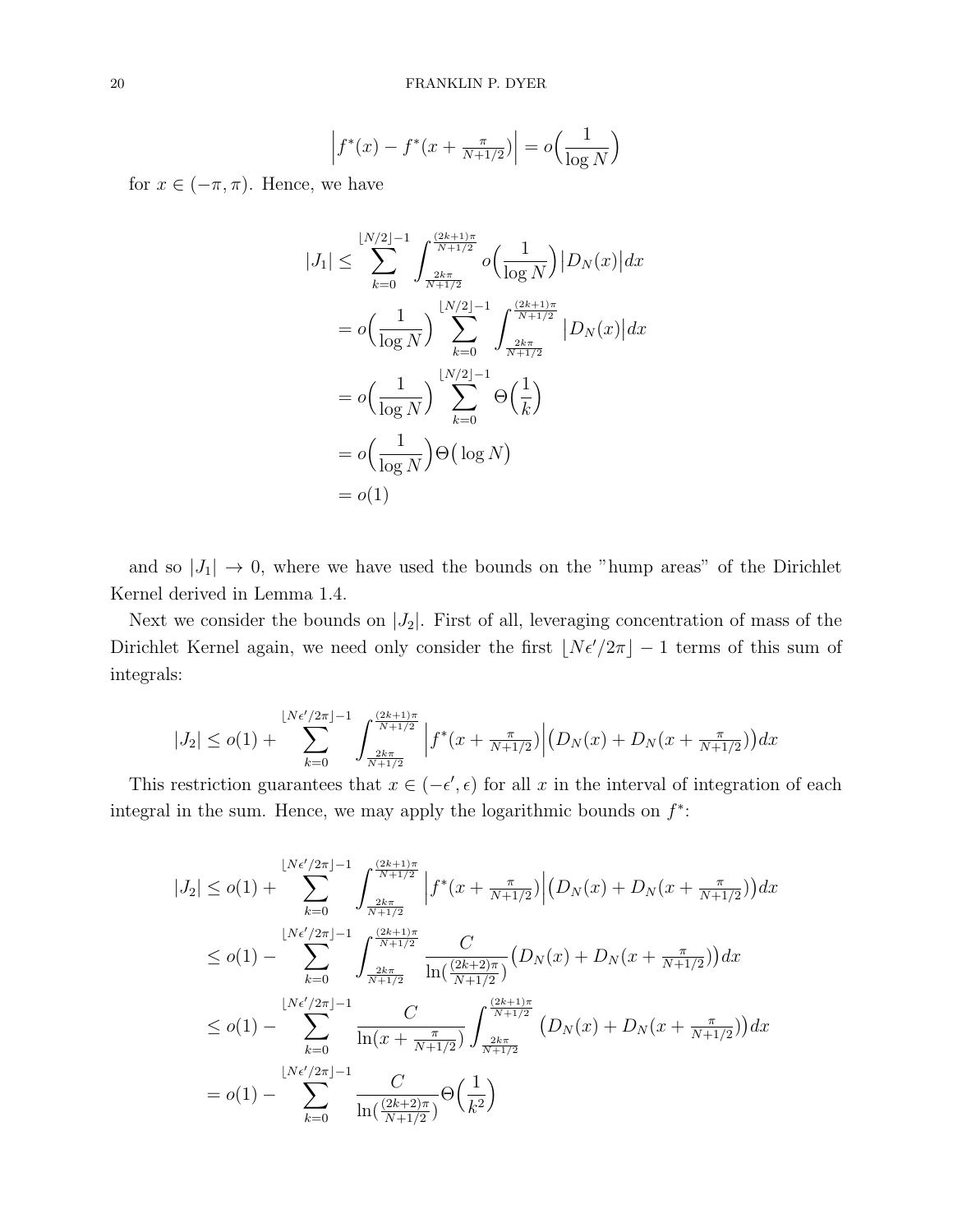$$\Big| f^*(x) - f^*(x + \tfrac{\pi}{N+1/2}) \Big| = o\Big(\frac{1}{\log N}\Big)$$

for $x \in (-\pi, \pi)$. Hence, we have

$$\begin{aligned}
|J_1| &\leq \sum_{k=0}^{\lfloor N/2 \rfloor - 1} \int_{\frac{2k\pi}{N+1/2}}^{\frac{(2k+1)\pi}{N+1/2}} o\Big(\frac{1}{\log N}\Big) \big|D_N(x)\big| dx \\
&= o\Big(\frac{1}{\log N}\Big) \sum_{k=0}^{\lfloor N/2 \rfloor - 1} \int_{\frac{2k\pi}{N+1/2}}^{\frac{(2k+1)\pi}{N+1/2}} \big|D_N(x)\big| dx \\
&= o\Big(\frac{1}{\log N}\Big) \sum_{k=0}^{\lfloor N/2 \rfloor - 1} \Theta\Big(\frac{1}{k}\Big) \\
&= o\Big(\frac{1}{\log N}\Big) \Theta\big(\log N\big) \\
&= o(1)
\end{aligned}$$

and so $|J_1| \to 0$, where we have used the bounds on the "hump areas" of the Dirichlet Kernel derived in Lemma 1.4.

Next we consider the bounds on $|J_2|$. First of all, leveraging concentration of mass of the Dirichlet Kernel again, we need only consider the first $\lfloor N\epsilon'/2\pi \rfloor - 1$ terms of this sum of integrals:

$$|J_2| \leq o(1) + \sum_{k=0}^{\lfloor N\epsilon'/2\pi \rfloor - 1} \int_{\frac{2k\pi}{N+1/2}}^{\frac{(2k+1)\pi}{N+1/2}} \Big| f^*(x + \tfrac{\pi}{N+1/2}) \Big| \big(D_N(x) + D_N(x + \tfrac{\pi}{N+1/2})\big) dx$$

This restriction guarantees that $x \in (-\epsilon', \epsilon)$ for all $x$ in the interval of integration of each integral in the sum. Hence, we may apply the logarithmic bounds on $f^*$:

$$\begin{aligned}
|J_2| &\leq o(1) + \sum_{k=0}^{\lfloor N\epsilon'/2\pi \rfloor - 1} \int_{\frac{2k\pi}{N+1/2}}^{\frac{(2k+1)\pi}{N+1/2}} \Big| f^*(x + \tfrac{\pi}{N+1/2}) \Big| \big(D_N(x) + D_N(x + \tfrac{\pi}{N+1/2})\big) dx \\
&\leq o(1) - \sum_{k=0}^{\lfloor N\epsilon'/2\pi \rfloor - 1} \int_{\frac{2k\pi}{N+1/2}}^{\frac{(2k+1)\pi}{N+1/2}} \frac{C}{\ln\big(\frac{(2k+2)\pi}{N+1/2}\big)} \big(D_N(x) + D_N(x + \tfrac{\pi}{N+1/2})\big) dx \\
&\leq o(1) - \sum_{k=0}^{\lfloor N\epsilon'/2\pi \rfloor - 1} \frac{C}{\ln(x + \frac{\pi}{N+1/2})} \int_{\frac{2k\pi}{N+1/2}}^{\frac{(2k+1)\pi}{N+1/2}} \big(D_N(x) + D_N(x + \tfrac{\pi}{N+1/2})\big) dx \\
&= o(1) - \sum_{k=0}^{\lfloor N\epsilon'/2\pi \rfloor - 1} \frac{C}{\ln\big(\frac{(2k+2)\pi}{N+1/2}\big)} \Theta\Big(\frac{1}{k^2}\Big)
\end{aligned}$$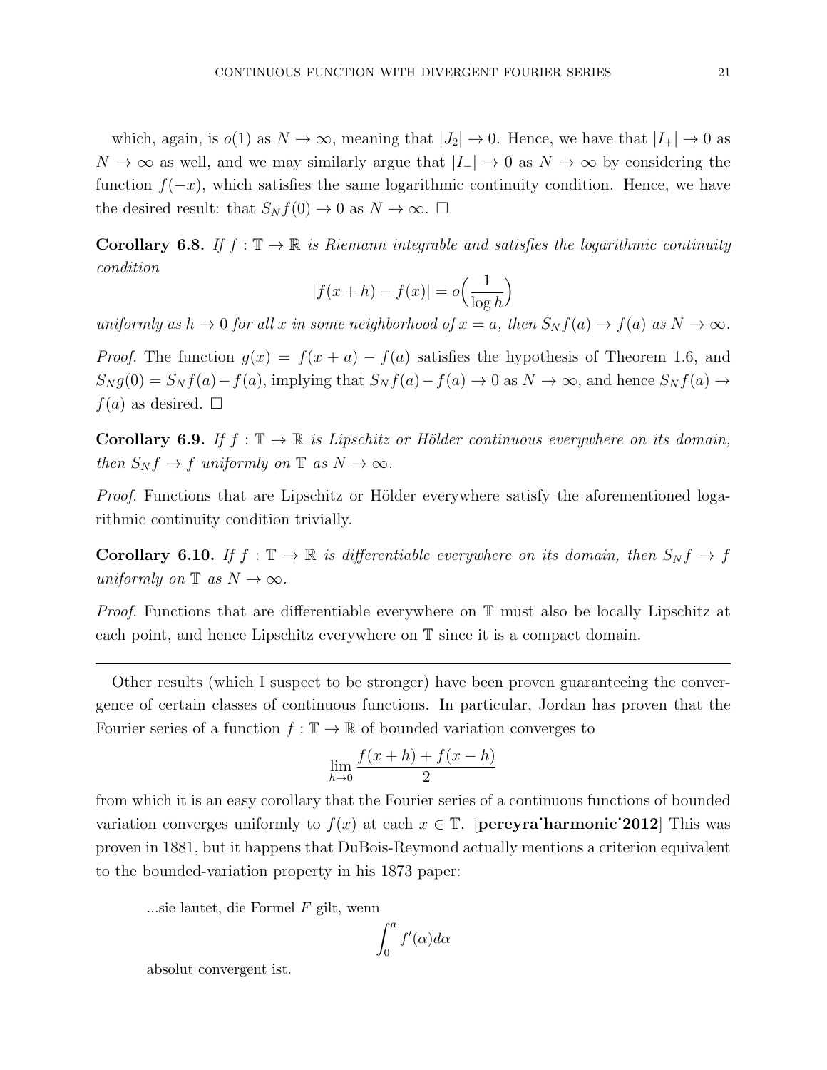which, again, is $o(1)$ as $N \to \infty$, meaning that $|J_2| \to 0$. Hence, we have that $|I_+| \to 0$ as $N \to \infty$ as well, and we may similarly argue that $|I_-| \to 0$ as $N \to \infty$ by considering the function $f(-x)$, which satisfies the same logarithmic continuity condition. Hence, we have the desired result: that $S_N f(0) \to 0$ as $N \to \infty$. $\square$

**Corollary 6.8.** *If $f : \mathbb{T} \to \mathbb{R}$ is Riemann integrable and satisfies the logarithmic continuity condition*

$$|f(x+h) - f(x)| = o\Big(\frac{1}{\log h}\Big)$$

*uniformly as $h \to 0$ for all $x$ in some neighborhood of $x = a$, then $S_N f(a) \to f(a)$ as $N \to \infty$.*

*Proof.* The function $g(x) = f(x+a) - f(a)$ satisfies the hypothesis of Theorem 1.6, and $S_N g(0) = S_N f(a) - f(a)$, implying that $S_N f(a) - f(a) \to 0$ as $N \to \infty$, and hence $S_N f(a) \to f(a)$ as desired. $\square$

**Corollary 6.9.** *If $f : \mathbb{T} \to \mathbb{R}$ is Lipschitz or Hölder continuous everywhere on its domain, then $S_N f \to f$ uniformly on $\mathbb{T}$ as $N \to \infty$.*

*Proof.* Functions that are Lipschitz or Hölder everywhere satisfy the aforementioned logarithmic continuity condition trivially.

**Corollary 6.10.** *If $f : \mathbb{T} \to \mathbb{R}$ is differentiable everywhere on its domain, then $S_N f \to f$ uniformly on $\mathbb{T}$ as $N \to \infty$.*

*Proof.* Functions that are differentiable everywhere on $\mathbb{T}$ must also be locally Lipschitz at each point, and hence Lipschitz everywhere on $\mathbb{T}$ since it is a compact domain.

---

Other results (which I suspect to be stronger) have been proven guaranteeing the convergence of certain classes of continuous functions. In particular, Jordan has proven that the Fourier series of a function $f : \mathbb{T} \to \mathbb{R}$ of bounded variation converges to

$$\lim_{h \to 0} \frac{f(x+h) + f(x-h)}{2}$$

from which it is an easy corollary that the Fourier series of a continuous functions of bounded variation converges uniformly to $f(x)$ at each $x \in \mathbb{T}$. [**pereyra˙harmonic˙2012**] This was proven in 1881, but it happens that DuBois-Reymond actually mentions a criterion equivalent to the bounded-variation property in his 1873 paper:

> ...sie lautet, die Formel $F$ gilt, wenn
>
> $$\int_0^a f'(\alpha) d\alpha$$
>
> absolut convergent ist.